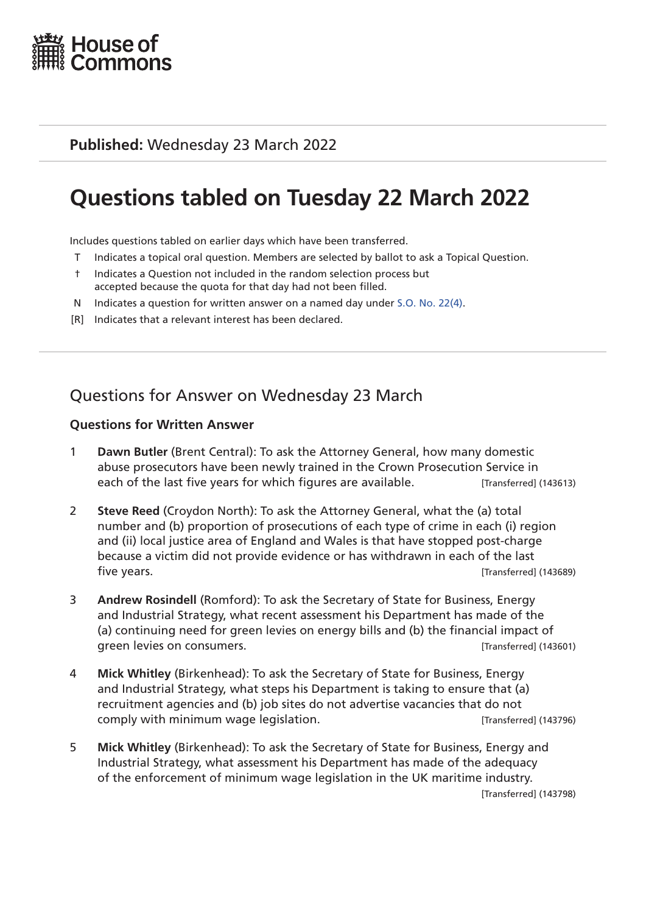House of Commons

**Published:** Wednesday 23 March 2022

# Questions tabled on Tuesday 22 March 2022

Includes questions tabled on earlier days which have been transferred.

- T Indicates a topical oral question. Members are selected by ballot to ask a Topical Question.
- † Indicates a Question not included in the random selection process but accepted because the quota for that day had not been filled.
- N Indicates a question for written answer on a named day under S.O. No. 22(4).
- [R] Indicates that a relevant interest has been declared.

## Questions for Answer on Wednesday 23 March

### Questions for Written Answer

1 **Dawn Butler** (Brent Central): To ask the Attorney General, how many domestic abuse prosecutors have been newly trained in the Crown Prosecution Service in each of the last five years for which figures are available. [Transferred] (143613)

2 **Steve Reed** (Croydon North): To ask the Attorney General, what the (a) total number and (b) proportion of prosecutions of each type of crime in each (i) region and (ii) local justice area of England and Wales is that have stopped post-charge because a victim did not provide evidence or has withdrawn in each of the last five years. [Transferred] (143689)

3 **Andrew Rosindell** (Romford): To ask the Secretary of State for Business, Energy and Industrial Strategy, what recent assessment his Department has made of the (a) continuing need for green levies on energy bills and (b) the financial impact of green levies on consumers. [Transferred] (143601)

4 **Mick Whitley** (Birkenhead): To ask the Secretary of State for Business, Energy and Industrial Strategy, what steps his Department is taking to ensure that (a) recruitment agencies and (b) job sites do not advertise vacancies that do not comply with minimum wage legislation. [Transferred] (143796)

5 **Mick Whitley** (Birkenhead): To ask the Secretary of State for Business, Energy and Industrial Strategy, what assessment his Department has made of the adequacy of the enforcement of minimum wage legislation in the UK maritime industry. [Transferred] (143798)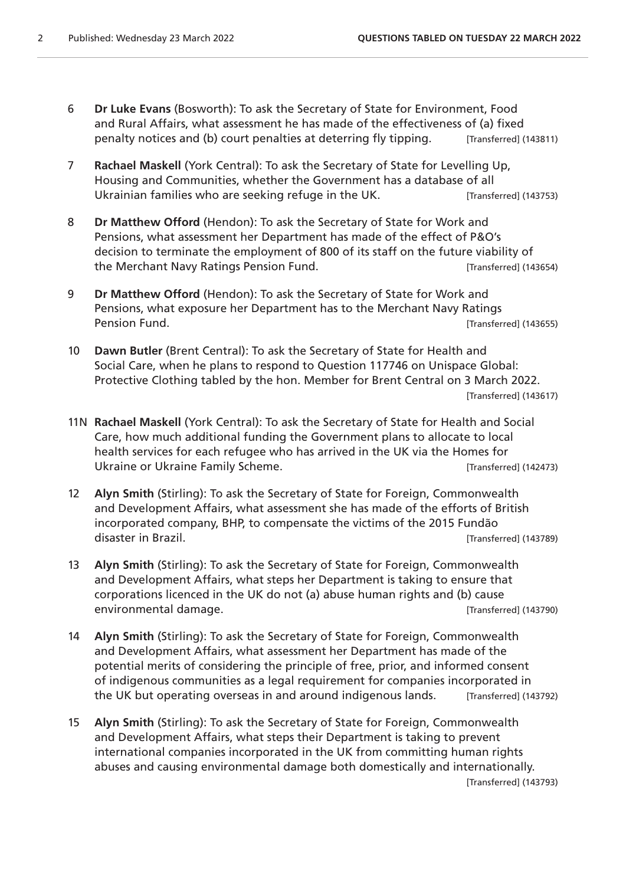6 **Dr Luke Evans** (Bosworth): To ask the Secretary of State for Environment, Food and Rural Affairs, what assessment he has made of the effectiveness of (a) fixed penalty notices and (b) court penalties at deterring fly tipping. [Transferred] (143811)

7 **Rachael Maskell** (York Central): To ask the Secretary of State for Levelling Up, Housing and Communities, whether the Government has a database of all Ukrainian families who are seeking refuge in the UK. [Transferred] (143753)

8 **Dr Matthew Offord** (Hendon): To ask the Secretary of State for Work and Pensions, what assessment her Department has made of the effect of P&O's decision to terminate the employment of 800 of its staff on the future viability of the Merchant Navy Ratings Pension Fund. [Transferred] (143654)

9 **Dr Matthew Offord** (Hendon): To ask the Secretary of State for Work and Pensions, what exposure her Department has to the Merchant Navy Ratings Pension Fund. [Transferred] (143655)

10 **Dawn Butler** (Brent Central): To ask the Secretary of State for Health and Social Care, when he plans to respond to Question 117746 on Unispace Global: Protective Clothing tabled by the hon. Member for Brent Central on 3 March 2022. [Transferred] (143617)

11N **Rachael Maskell** (York Central): To ask the Secretary of State for Health and Social Care, how much additional funding the Government plans to allocate to local health services for each refugee who has arrived in the UK via the Homes for Ukraine or Ukraine Family Scheme. [Transferred] (142473)

12 **Alyn Smith** (Stirling): To ask the Secretary of State for Foreign, Commonwealth and Development Affairs, what assessment she has made of the efforts of British incorporated company, BHP, to compensate the victims of the 2015 Fundão disaster in Brazil. [Transferred] (143789)

13 **Alyn Smith** (Stirling): To ask the Secretary of State for Foreign, Commonwealth and Development Affairs, what steps her Department is taking to ensure that corporations licenced in the UK do not (a) abuse human rights and (b) cause environmental damage. [Transferred] (143790)

14 **Alyn Smith** (Stirling): To ask the Secretary of State for Foreign, Commonwealth and Development Affairs, what assessment her Department has made of the potential merits of considering the principle of free, prior, and informed consent of indigenous communities as a legal requirement for companies incorporated in the UK but operating overseas in and around indigenous lands. [Transferred] (143792)

15 **Alyn Smith** (Stirling): To ask the Secretary of State for Foreign, Commonwealth and Development Affairs, what steps their Department is taking to prevent international companies incorporated in the UK from committing human rights abuses and causing environmental damage both domestically and internationally. [Transferred] (143793)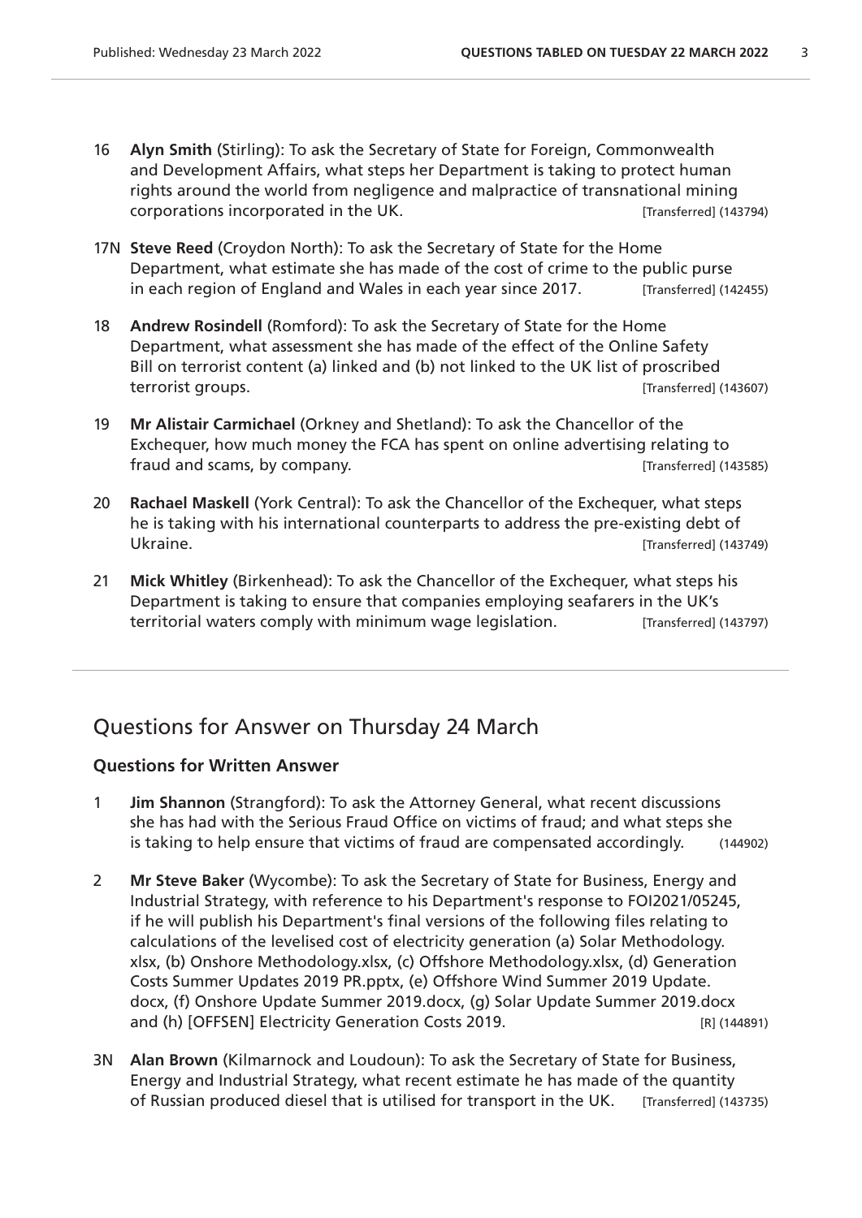16 **Alyn Smith** (Stirling): To ask the Secretary of State for Foreign, Commonwealth and Development Affairs, what steps her Department is taking to protect human rights around the world from negligence and malpractice of transnational mining corporations incorporated in the UK. [Transferred] (143794)

17N **Steve Reed** (Croydon North): To ask the Secretary of State for the Home Department, what estimate she has made of the cost of crime to the public purse in each region of England and Wales in each year since 2017. [Transferred] (142455)

18 **Andrew Rosindell** (Romford): To ask the Secretary of State for the Home Department, what assessment she has made of the effect of the Online Safety Bill on terrorist content (a) linked and (b) not linked to the UK list of proscribed terrorist groups. [Transferred] (143607)

19 **Mr Alistair Carmichael** (Orkney and Shetland): To ask the Chancellor of the Exchequer, how much money the FCA has spent on online advertising relating to fraud and scams, by company. [Transferred] (143585)

20 **Rachael Maskell** (York Central): To ask the Chancellor of the Exchequer, what steps he is taking with his international counterparts to address the pre-existing debt of Ukraine. [Transferred] (143749)

21 **Mick Whitley** (Birkenhead): To ask the Chancellor of the Exchequer, what steps his Department is taking to ensure that companies employing seafarers in the UK's territorial waters comply with minimum wage legislation. [Transferred] (143797)

## Questions for Answer on Thursday 24 March

### Questions for Written Answer

1 **Jim Shannon** (Strangford): To ask the Attorney General, what recent discussions she has had with the Serious Fraud Office on victims of fraud; and what steps she is taking to help ensure that victims of fraud are compensated accordingly. (144902)

2 **Mr Steve Baker** (Wycombe): To ask the Secretary of State for Business, Energy and Industrial Strategy, with reference to his Department's response to FOI2021/05245, if he will publish his Department's final versions of the following files relating to calculations of the levelised cost of electricity generation (a) Solar Methodology.xlsx, (b) Onshore Methodology.xlsx, (c) Offshore Methodology.xlsx, (d) Generation Costs Summer Updates 2019 PR.pptx, (e) Offshore Wind Summer 2019 Update.docx, (f) Onshore Update Summer 2019.docx, (g) Solar Update Summer 2019.docx and (h) [OFFSEN] Electricity Generation Costs 2019. [R] (144891)

3N **Alan Brown** (Kilmarnock and Loudoun): To ask the Secretary of State for Business, Energy and Industrial Strategy, what recent estimate he has made of the quantity of Russian produced diesel that is utilised for transport in the UK. [Transferred] (143735)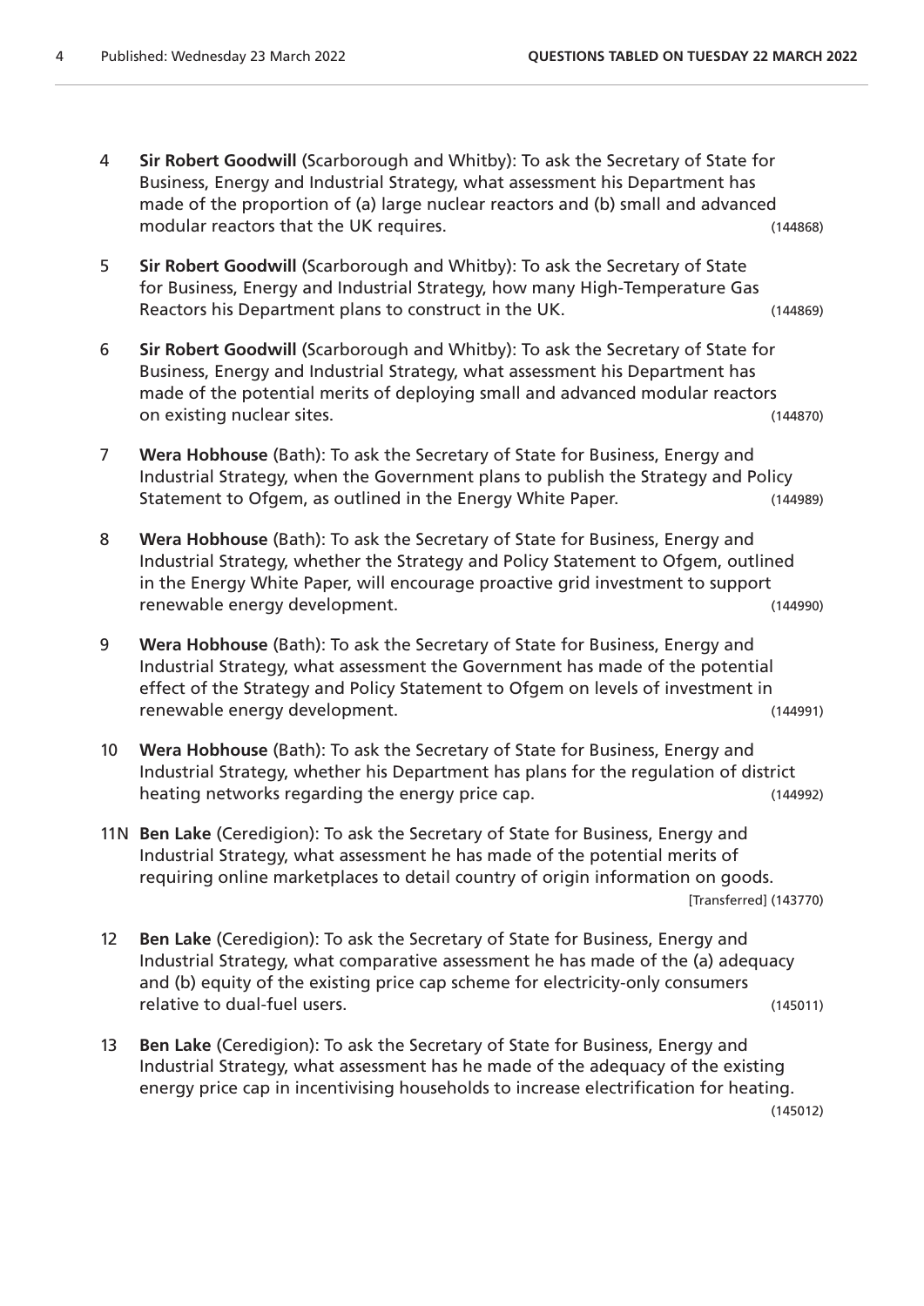4 **Sir Robert Goodwill** (Scarborough and Whitby): To ask the Secretary of State for Business, Energy and Industrial Strategy, what assessment his Department has made of the proportion of (a) large nuclear reactors and (b) small and advanced modular reactors that the UK requires. (144868)

5 **Sir Robert Goodwill** (Scarborough and Whitby): To ask the Secretary of State for Business, Energy and Industrial Strategy, how many High-Temperature Gas Reactors his Department plans to construct in the UK. (144869)

6 **Sir Robert Goodwill** (Scarborough and Whitby): To ask the Secretary of State for Business, Energy and Industrial Strategy, what assessment his Department has made of the potential merits of deploying small and advanced modular reactors on existing nuclear sites. (144870)

7 **Wera Hobhouse** (Bath): To ask the Secretary of State for Business, Energy and Industrial Strategy, when the Government plans to publish the Strategy and Policy Statement to Ofgem, as outlined in the Energy White Paper. (144989)

8 **Wera Hobhouse** (Bath): To ask the Secretary of State for Business, Energy and Industrial Strategy, whether the Strategy and Policy Statement to Ofgem, outlined in the Energy White Paper, will encourage proactive grid investment to support renewable energy development. (144990)

9 **Wera Hobhouse** (Bath): To ask the Secretary of State for Business, Energy and Industrial Strategy, what assessment the Government has made of the potential effect of the Strategy and Policy Statement to Ofgem on levels of investment in renewable energy development. (144991)

10 **Wera Hobhouse** (Bath): To ask the Secretary of State for Business, Energy and Industrial Strategy, whether his Department has plans for the regulation of district heating networks regarding the energy price cap. (144992)

11N **Ben Lake** (Ceredigion): To ask the Secretary of State for Business, Energy and Industrial Strategy, what assessment he has made of the potential merits of requiring online marketplaces to detail country of origin information on goods. [Transferred] (143770)

12 **Ben Lake** (Ceredigion): To ask the Secretary of State for Business, Energy and Industrial Strategy, what comparative assessment he has made of the (a) adequacy and (b) equity of the existing price cap scheme for electricity-only consumers relative to dual-fuel users. (145011)

13 **Ben Lake** (Ceredigion): To ask the Secretary of State for Business, Energy and Industrial Strategy, what assessment has he made of the adequacy of the existing energy price cap in incentivising households to increase electrification for heating. (145012)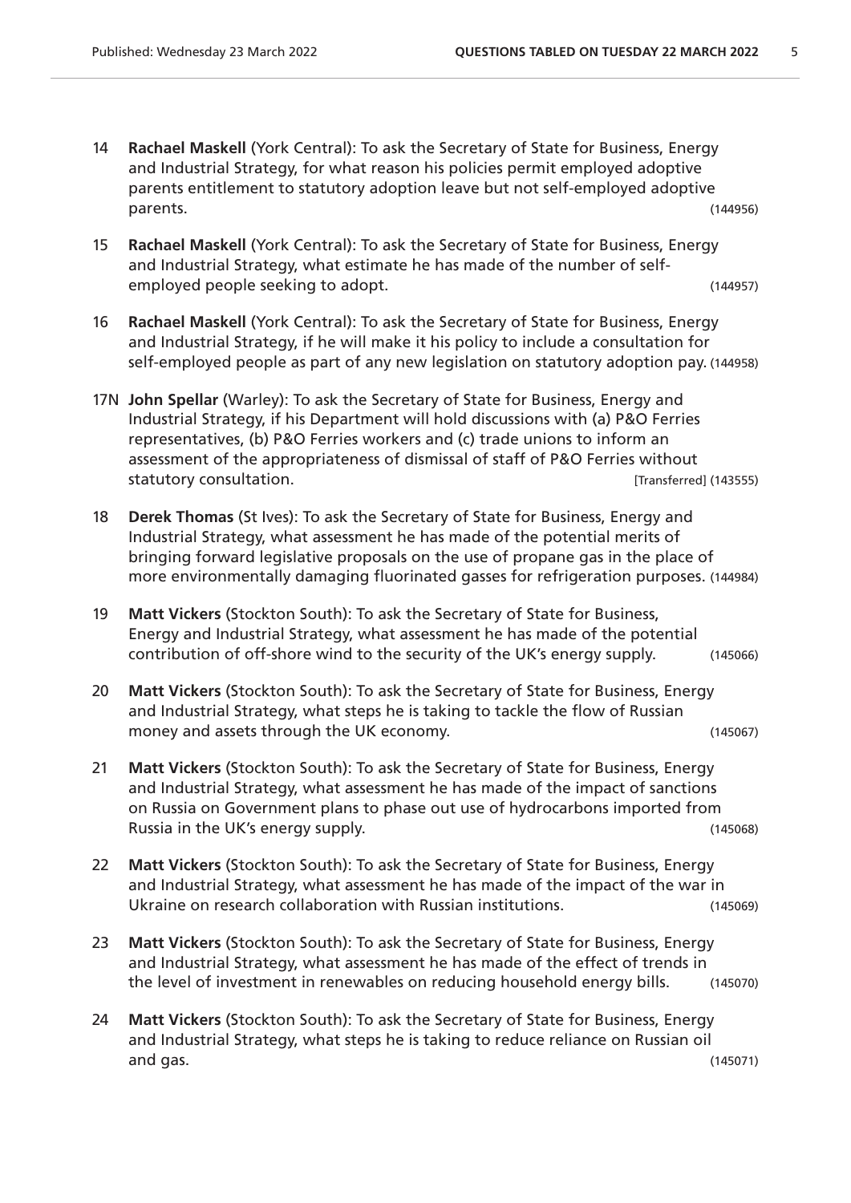14 **Rachael Maskell** (York Central): To ask the Secretary of State for Business, Energy and Industrial Strategy, for what reason his policies permit employed adoptive parents entitlement to statutory adoption leave but not self-employed adoptive parents. (144956)

15 **Rachael Maskell** (York Central): To ask the Secretary of State for Business, Energy and Industrial Strategy, what estimate he has made of the number of self-employed people seeking to adopt. (144957)

16 **Rachael Maskell** (York Central): To ask the Secretary of State for Business, Energy and Industrial Strategy, if he will make it his policy to include a consultation for self-employed people as part of any new legislation on statutory adoption pay. (144958)

17N **John Spellar** (Warley): To ask the Secretary of State for Business, Energy and Industrial Strategy, if his Department will hold discussions with (a) P&O Ferries representatives, (b) P&O Ferries workers and (c) trade unions to inform an assessment of the appropriateness of dismissal of staff of P&O Ferries without statutory consultation. [Transferred] (143555)

18 **Derek Thomas** (St Ives): To ask the Secretary of State for Business, Energy and Industrial Strategy, what assessment he has made of the potential merits of bringing forward legislative proposals on the use of propane gas in the place of more environmentally damaging fluorinated gasses for refrigeration purposes. (144984)

19 **Matt Vickers** (Stockton South): To ask the Secretary of State for Business, Energy and Industrial Strategy, what assessment he has made of the potential contribution of off-shore wind to the security of the UK's energy supply. (145066)

20 **Matt Vickers** (Stockton South): To ask the Secretary of State for Business, Energy and Industrial Strategy, what steps he is taking to tackle the flow of Russian money and assets through the UK economy. (145067)

21 **Matt Vickers** (Stockton South): To ask the Secretary of State for Business, Energy and Industrial Strategy, what assessment he has made of the impact of sanctions on Russia on Government plans to phase out use of hydrocarbons imported from Russia in the UK's energy supply. (145068)

22 **Matt Vickers** (Stockton South): To ask the Secretary of State for Business, Energy and Industrial Strategy, what assessment he has made of the impact of the war in Ukraine on research collaboration with Russian institutions. (145069)

23 **Matt Vickers** (Stockton South): To ask the Secretary of State for Business, Energy and Industrial Strategy, what assessment he has made of the effect of trends in the level of investment in renewables on reducing household energy bills. (145070)

24 **Matt Vickers** (Stockton South): To ask the Secretary of State for Business, Energy and Industrial Strategy, what steps he is taking to reduce reliance on Russian oil and gas. (145071)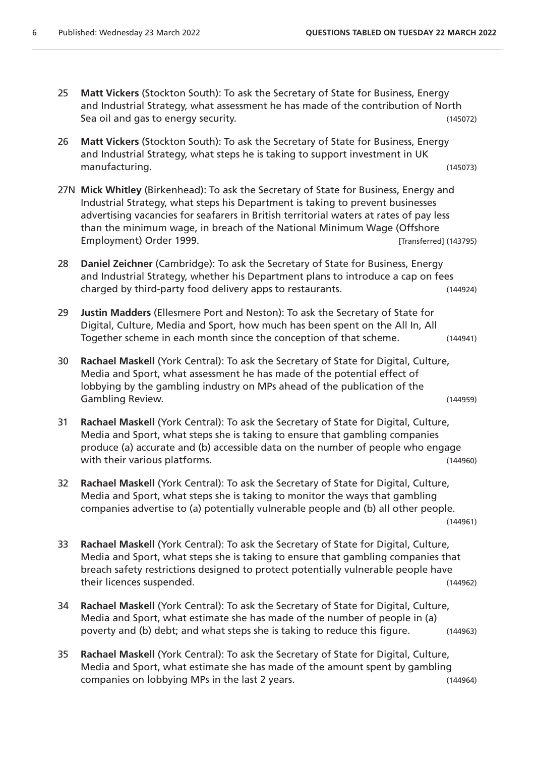25 **Matt Vickers** (Stockton South): To ask the Secretary of State for Business, Energy and Industrial Strategy, what assessment he has made of the contribution of North Sea oil and gas to energy security. (145072)

26 **Matt Vickers** (Stockton South): To ask the Secretary of State for Business, Energy and Industrial Strategy, what steps he is taking to support investment in UK manufacturing. (145073)

27N **Mick Whitley** (Birkenhead): To ask the Secretary of State for Business, Energy and Industrial Strategy, what steps his Department is taking to prevent businesses advertising vacancies for seafarers in British territorial waters at rates of pay less than the minimum wage, in breach of the National Minimum Wage (Offshore Employment) Order 1999. [Transferred] (143795)

28 **Daniel Zeichner** (Cambridge): To ask the Secretary of State for Business, Energy and Industrial Strategy, whether his Department plans to introduce a cap on fees charged by third-party food delivery apps to restaurants. (144924)

29 **Justin Madders** (Ellesmere Port and Neston): To ask the Secretary of State for Digital, Culture, Media and Sport, how much has been spent on the All In, All Together scheme in each month since the conception of that scheme. (144941)

30 **Rachael Maskell** (York Central): To ask the Secretary of State for Digital, Culture, Media and Sport, what assessment he has made of the potential effect of lobbying by the gambling industry on MPs ahead of the publication of the Gambling Review. (144959)

31 **Rachael Maskell** (York Central): To ask the Secretary of State for Digital, Culture, Media and Sport, what steps she is taking to ensure that gambling companies produce (a) accurate and (b) accessible data on the number of people who engage with their various platforms. (144960)

32 **Rachael Maskell** (York Central): To ask the Secretary of State for Digital, Culture, Media and Sport, what steps she is taking to monitor the ways that gambling companies advertise to (a) potentially vulnerable people and (b) all other people. (144961)

33 **Rachael Maskell** (York Central): To ask the Secretary of State for Digital, Culture, Media and Sport, what steps she is taking to ensure that gambling companies that breach safety restrictions designed to protect potentially vulnerable people have their licences suspended. (144962)

34 **Rachael Maskell** (York Central): To ask the Secretary of State for Digital, Culture, Media and Sport, what estimate she has made of the number of people in (a) poverty and (b) debt; and what steps she is taking to reduce this figure. (144963)

35 **Rachael Maskell** (York Central): To ask the Secretary of State for Digital, Culture, Media and Sport, what estimate she has made of the amount spent by gambling companies on lobbying MPs in the last 2 years. (144964)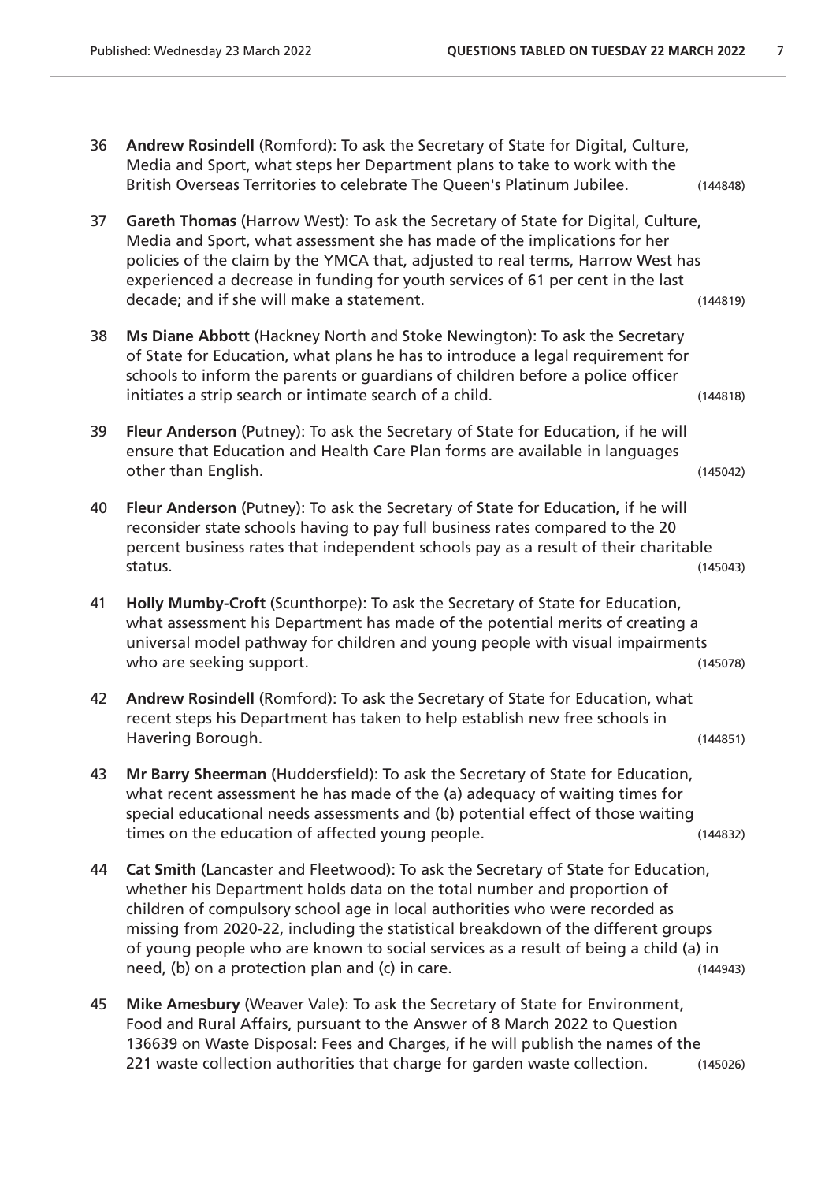36 **Andrew Rosindell** (Romford): To ask the Secretary of State for Digital, Culture, Media and Sport, what steps her Department plans to take to work with the British Overseas Territories to celebrate The Queen's Platinum Jubilee. (144848)

37 **Gareth Thomas** (Harrow West): To ask the Secretary of State for Digital, Culture, Media and Sport, what assessment she has made of the implications for her policies of the claim by the YMCA that, adjusted to real terms, Harrow West has experienced a decrease in funding for youth services of 61 per cent in the last decade; and if she will make a statement. (144819)

38 **Ms Diane Abbott** (Hackney North and Stoke Newington): To ask the Secretary of State for Education, what plans he has to introduce a legal requirement for schools to inform the parents or guardians of children before a police officer initiates a strip search or intimate search of a child. (144818)

39 **Fleur Anderson** (Putney): To ask the Secretary of State for Education, if he will ensure that Education and Health Care Plan forms are available in languages other than English. (145042)

40 **Fleur Anderson** (Putney): To ask the Secretary of State for Education, if he will reconsider state schools having to pay full business rates compared to the 20 percent business rates that independent schools pay as a result of their charitable status. (145043)

41 **Holly Mumby-Croft** (Scunthorpe): To ask the Secretary of State for Education, what assessment his Department has made of the potential merits of creating a universal model pathway for children and young people with visual impairments who are seeking support. (145078)

42 **Andrew Rosindell** (Romford): To ask the Secretary of State for Education, what recent steps his Department has taken to help establish new free schools in Havering Borough. (144851)

43 **Mr Barry Sheerman** (Huddersfield): To ask the Secretary of State for Education, what recent assessment he has made of the (a) adequacy of waiting times for special educational needs assessments and (b) potential effect of those waiting times on the education of affected young people. (144832)

44 **Cat Smith** (Lancaster and Fleetwood): To ask the Secretary of State for Education, whether his Department holds data on the total number and proportion of children of compulsory school age in local authorities who were recorded as missing from 2020-22, including the statistical breakdown of the different groups of young people who are known to social services as a result of being a child (a) in need, (b) on a protection plan and (c) in care. (144943)

45 **Mike Amesbury** (Weaver Vale): To ask the Secretary of State for Environment, Food and Rural Affairs, pursuant to the Answer of 8 March 2022 to Question 136639 on Waste Disposal: Fees and Charges, if he will publish the names of the 221 waste collection authorities that charge for garden waste collection. (145026)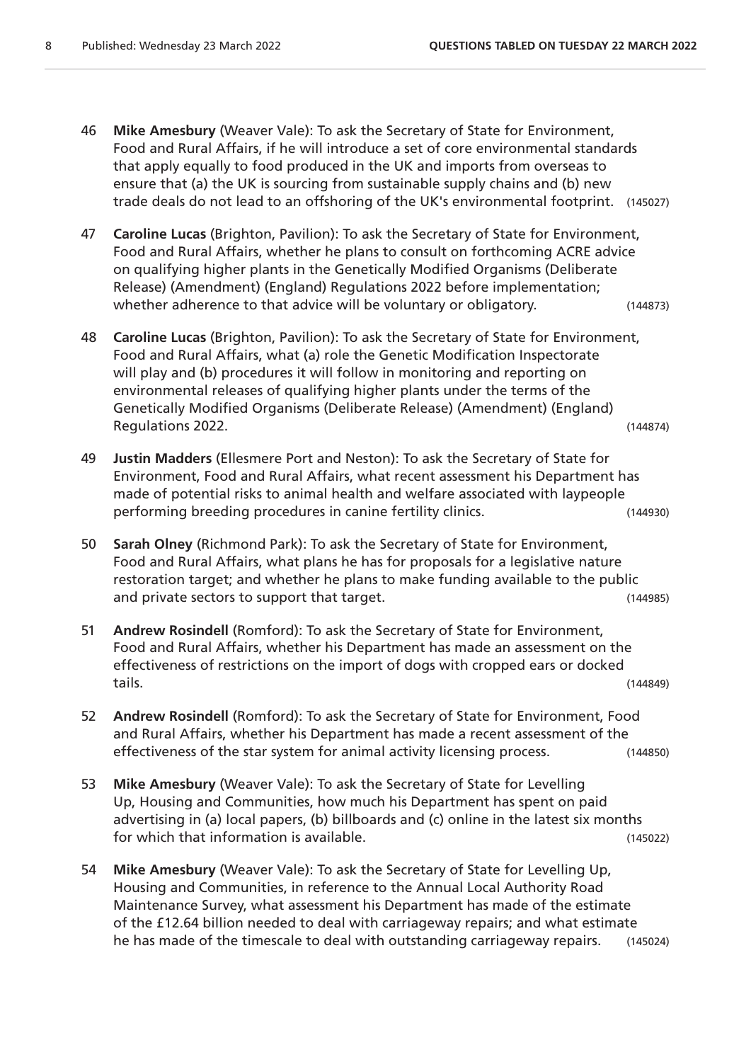46 **Mike Amesbury** (Weaver Vale): To ask the Secretary of State for Environment, Food and Rural Affairs, if he will introduce a set of core environmental standards that apply equally to food produced in the UK and imports from overseas to ensure that (a) the UK is sourcing from sustainable supply chains and (b) new trade deals do not lead to an offshoring of the UK's environmental footprint. (145027)

47 **Caroline Lucas** (Brighton, Pavilion): To ask the Secretary of State for Environment, Food and Rural Affairs, whether he plans to consult on forthcoming ACRE advice on qualifying higher plants in the Genetically Modified Organisms (Deliberate Release) (Amendment) (England) Regulations 2022 before implementation; whether adherence to that advice will be voluntary or obligatory. (144873)

48 **Caroline Lucas** (Brighton, Pavilion): To ask the Secretary of State for Environment, Food and Rural Affairs, what (a) role the Genetic Modification Inspectorate will play and (b) procedures it will follow in monitoring and reporting on environmental releases of qualifying higher plants under the terms of the Genetically Modified Organisms (Deliberate Release) (Amendment) (England) Regulations 2022. (144874)

49 **Justin Madders** (Ellesmere Port and Neston): To ask the Secretary of State for Environment, Food and Rural Affairs, what recent assessment his Department has made of potential risks to animal health and welfare associated with laypeople performing breeding procedures in canine fertility clinics. (144930)

50 **Sarah Olney** (Richmond Park): To ask the Secretary of State for Environment, Food and Rural Affairs, what plans he has for proposals for a legislative nature restoration target; and whether he plans to make funding available to the public and private sectors to support that target. (144985)

51 **Andrew Rosindell** (Romford): To ask the Secretary of State for Environment, Food and Rural Affairs, whether his Department has made an assessment on the effectiveness of restrictions on the import of dogs with cropped ears or docked tails. (144849)

52 **Andrew Rosindell** (Romford): To ask the Secretary of State for Environment, Food and Rural Affairs, whether his Department has made a recent assessment of the effectiveness of the star system for animal activity licensing process. (144850)

53 **Mike Amesbury** (Weaver Vale): To ask the Secretary of State for Levelling Up, Housing and Communities, how much his Department has spent on paid advertising in (a) local papers, (b) billboards and (c) online in the latest six months for which that information is available. (145022)

54 **Mike Amesbury** (Weaver Vale): To ask the Secretary of State for Levelling Up, Housing and Communities, in reference to the Annual Local Authority Road Maintenance Survey, what assessment his Department has made of the estimate of the £12.64 billion needed to deal with carriageway repairs; and what estimate he has made of the timescale to deal with outstanding carriageway repairs. (145024)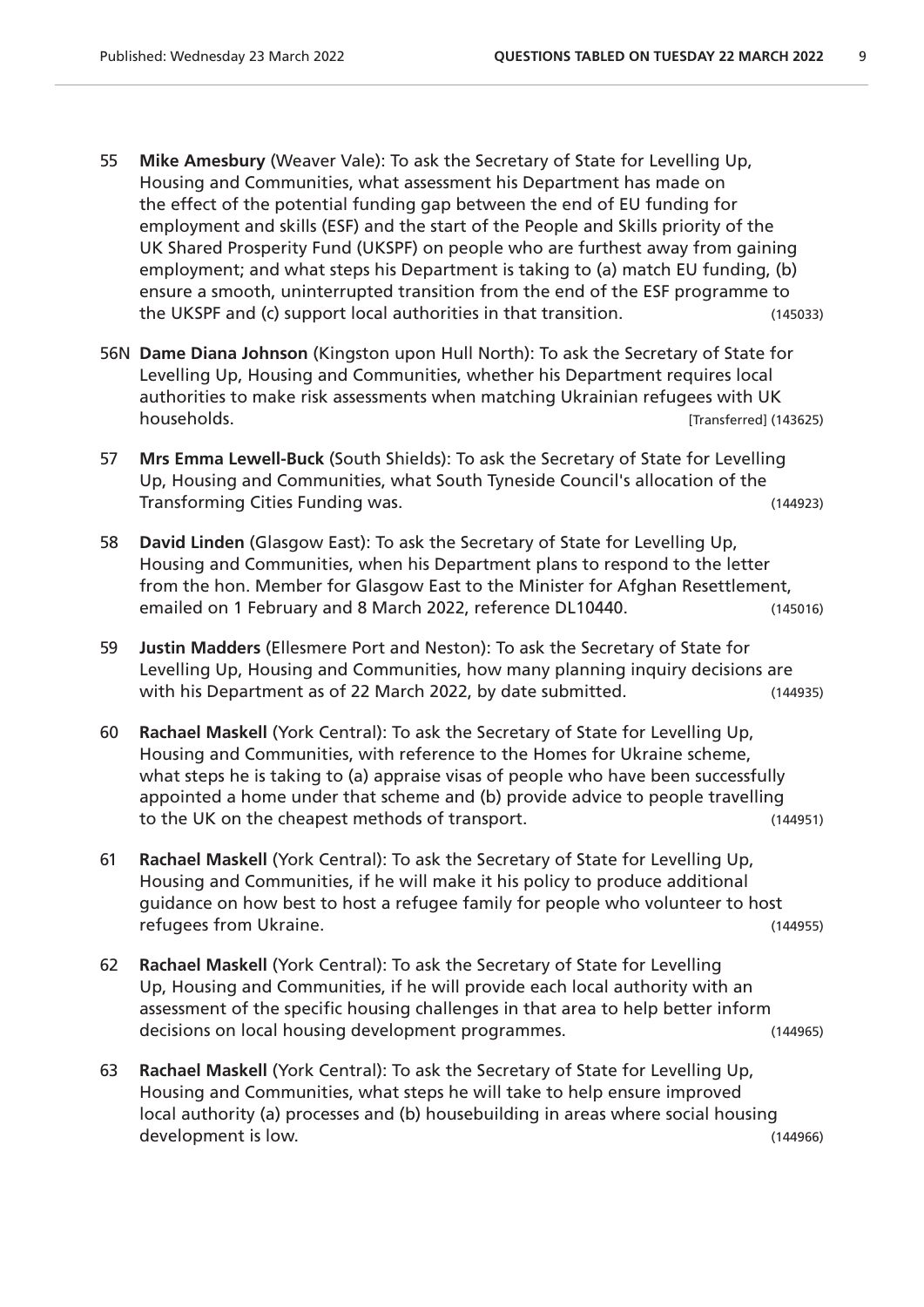55 **Mike Amesbury** (Weaver Vale): To ask the Secretary of State for Levelling Up, Housing and Communities, what assessment his Department has made on the effect of the potential funding gap between the end of EU funding for employment and skills (ESF) and the start of the People and Skills priority of the UK Shared Prosperity Fund (UKSPF) on people who are furthest away from gaining employment; and what steps his Department is taking to (a) match EU funding, (b) ensure a smooth, uninterrupted transition from the end of the ESF programme to the UKSPF and (c) support local authorities in that transition. (145033)

56N **Dame Diana Johnson** (Kingston upon Hull North): To ask the Secretary of State for Levelling Up, Housing and Communities, whether his Department requires local authorities to make risk assessments when matching Ukrainian refugees with UK households. [Transferred] (143625)

57 **Mrs Emma Lewell-Buck** (South Shields): To ask the Secretary of State for Levelling Up, Housing and Communities, what South Tyneside Council's allocation of the Transforming Cities Funding was. (144923)

58 **David Linden** (Glasgow East): To ask the Secretary of State for Levelling Up, Housing and Communities, when his Department plans to respond to the letter from the hon. Member for Glasgow East to the Minister for Afghan Resettlement, emailed on 1 February and 8 March 2022, reference DL10440. (145016)

59 **Justin Madders** (Ellesmere Port and Neston): To ask the Secretary of State for Levelling Up, Housing and Communities, how many planning inquiry decisions are with his Department as of 22 March 2022, by date submitted. (144935)

60 **Rachael Maskell** (York Central): To ask the Secretary of State for Levelling Up, Housing and Communities, with reference to the Homes for Ukraine scheme, what steps he is taking to (a) appraise visas of people who have been successfully appointed a home under that scheme and (b) provide advice to people travelling to the UK on the cheapest methods of transport. (144951)

61 **Rachael Maskell** (York Central): To ask the Secretary of State for Levelling Up, Housing and Communities, if he will make it his policy to produce additional guidance on how best to host a refugee family for people who volunteer to host refugees from Ukraine. (144955)

62 **Rachael Maskell** (York Central): To ask the Secretary of State for Levelling Up, Housing and Communities, if he will provide each local authority with an assessment of the specific housing challenges in that area to help better inform decisions on local housing development programmes. (144965)

63 **Rachael Maskell** (York Central): To ask the Secretary of State for Levelling Up, Housing and Communities, what steps he will take to help ensure improved local authority (a) processes and (b) housebuilding in areas where social housing development is low. (144966)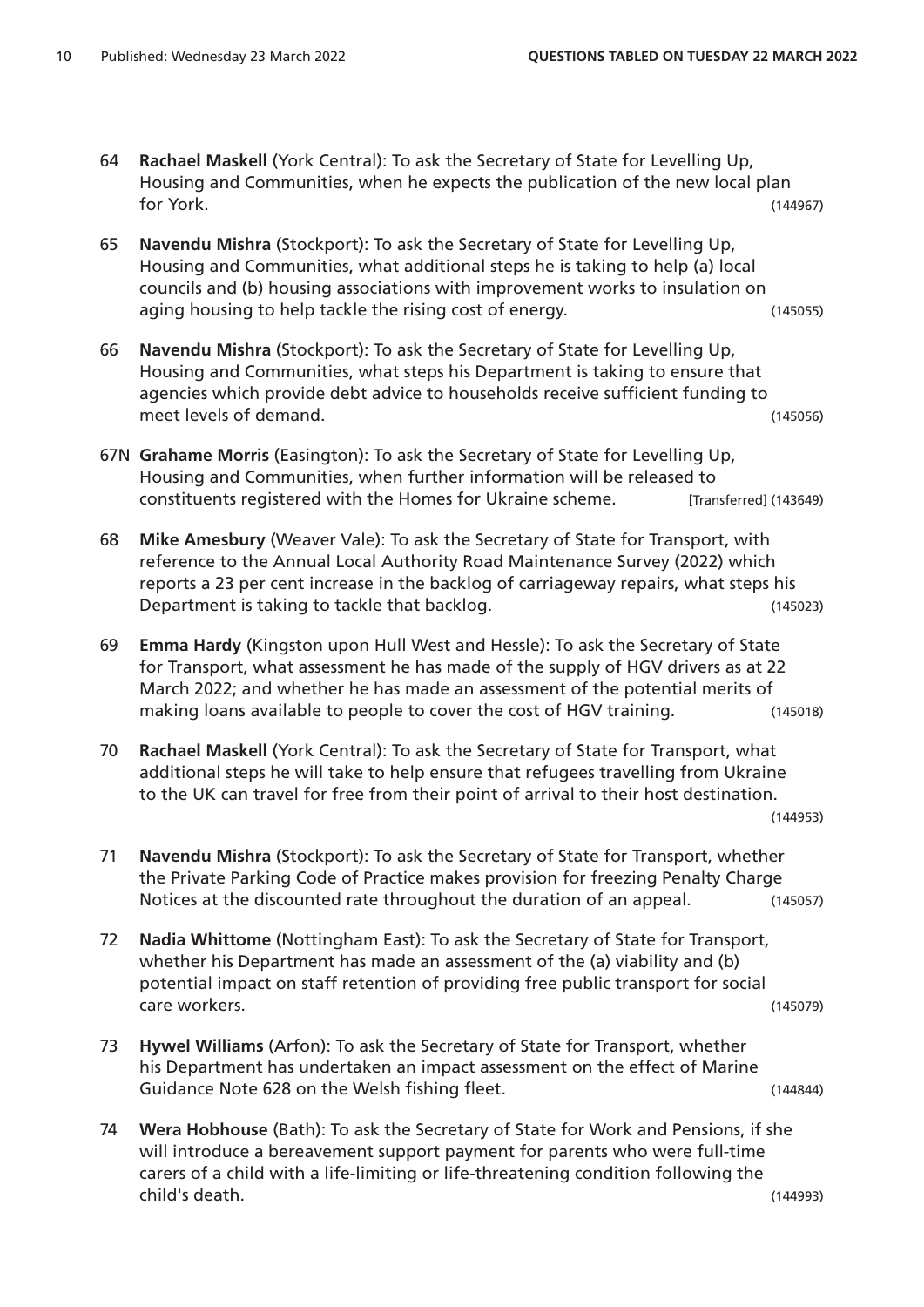64 **Rachael Maskell** (York Central): To ask the Secretary of State for Levelling Up, Housing and Communities, when he expects the publication of the new local plan for York. (144967)

65 **Navendu Mishra** (Stockport): To ask the Secretary of State for Levelling Up, Housing and Communities, what additional steps he is taking to help (a) local councils and (b) housing associations with improvement works to insulation on aging housing to help tackle the rising cost of energy. (145055)

66 **Navendu Mishra** (Stockport): To ask the Secretary of State for Levelling Up, Housing and Communities, what steps his Department is taking to ensure that agencies which provide debt advice to households receive sufficient funding to meet levels of demand. (145056)

67N **Grahame Morris** (Easington): To ask the Secretary of State for Levelling Up, Housing and Communities, when further information will be released to constituents registered with the Homes for Ukraine scheme. [Transferred] (143649)

68 **Mike Amesbury** (Weaver Vale): To ask the Secretary of State for Transport, with reference to the Annual Local Authority Road Maintenance Survey (2022) which reports a 23 per cent increase in the backlog of carriageway repairs, what steps his Department is taking to tackle that backlog. (145023)

69 **Emma Hardy** (Kingston upon Hull West and Hessle): To ask the Secretary of State for Transport, what assessment he has made of the supply of HGV drivers as at 22 March 2022; and whether he has made an assessment of the potential merits of making loans available to people to cover the cost of HGV training. (145018)

70 **Rachael Maskell** (York Central): To ask the Secretary of State for Transport, what additional steps he will take to help ensure that refugees travelling from Ukraine to the UK can travel for free from their point of arrival to their host destination. (144953)

71 **Navendu Mishra** (Stockport): To ask the Secretary of State for Transport, whether the Private Parking Code of Practice makes provision for freezing Penalty Charge Notices at the discounted rate throughout the duration of an appeal. (145057)

72 **Nadia Whittome** (Nottingham East): To ask the Secretary of State for Transport, whether his Department has made an assessment of the (a) viability and (b) potential impact on staff retention of providing free public transport for social care workers. (145079)

73 **Hywel Williams** (Arfon): To ask the Secretary of State for Transport, whether his Department has undertaken an impact assessment on the effect of Marine Guidance Note 628 on the Welsh fishing fleet. (144844)

74 **Wera Hobhouse** (Bath): To ask the Secretary of State for Work and Pensions, if she will introduce a bereavement support payment for parents who were full-time carers of a child with a life-limiting or life-threatening condition following the child's death. (144993)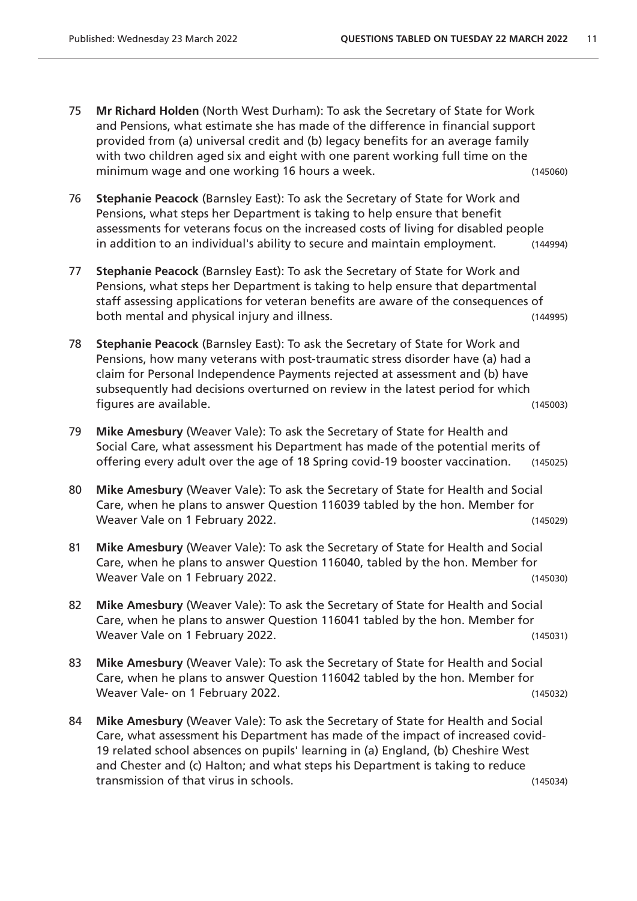75 **Mr Richard Holden** (North West Durham): To ask the Secretary of State for Work and Pensions, what estimate she has made of the difference in financial support provided from (a) universal credit and (b) legacy benefits for an average family with two children aged six and eight with one parent working full time on the minimum wage and one working 16 hours a week. (145060)

76 **Stephanie Peacock** (Barnsley East): To ask the Secretary of State for Work and Pensions, what steps her Department is taking to help ensure that benefit assessments for veterans focus on the increased costs of living for disabled people in addition to an individual's ability to secure and maintain employment. (144994)

77 **Stephanie Peacock** (Barnsley East): To ask the Secretary of State for Work and Pensions, what steps her Department is taking to help ensure that departmental staff assessing applications for veteran benefits are aware of the consequences of both mental and physical injury and illness. (144995)

78 **Stephanie Peacock** (Barnsley East): To ask the Secretary of State for Work and Pensions, how many veterans with post-traumatic stress disorder have (a) had a claim for Personal Independence Payments rejected at assessment and (b) have subsequently had decisions overturned on review in the latest period for which figures are available. (145003)

79 **Mike Amesbury** (Weaver Vale): To ask the Secretary of State for Health and Social Care, what assessment his Department has made of the potential merits of offering every adult over the age of 18 Spring covid-19 booster vaccination. (145025)

80 **Mike Amesbury** (Weaver Vale): To ask the Secretary of State for Health and Social Care, when he plans to answer Question 116039 tabled by the hon. Member for Weaver Vale on 1 February 2022. (145029)

81 **Mike Amesbury** (Weaver Vale): To ask the Secretary of State for Health and Social Care, when he plans to answer Question 116040, tabled by the hon. Member for Weaver Vale on 1 February 2022. (145030)

82 **Mike Amesbury** (Weaver Vale): To ask the Secretary of State for Health and Social Care, when he plans to answer Question 116041 tabled by the hon. Member for Weaver Vale on 1 February 2022. (145031)

83 **Mike Amesbury** (Weaver Vale): To ask the Secretary of State for Health and Social Care, when he plans to answer Question 116042 tabled by the hon. Member for Weaver Vale- on 1 February 2022. (145032)

84 **Mike Amesbury** (Weaver Vale): To ask the Secretary of State for Health and Social Care, what assessment his Department has made of the impact of increased covid-19 related school absences on pupils' learning in (a) England, (b) Cheshire West and Chester and (c) Halton; and what steps his Department is taking to reduce transmission of that virus in schools. (145034)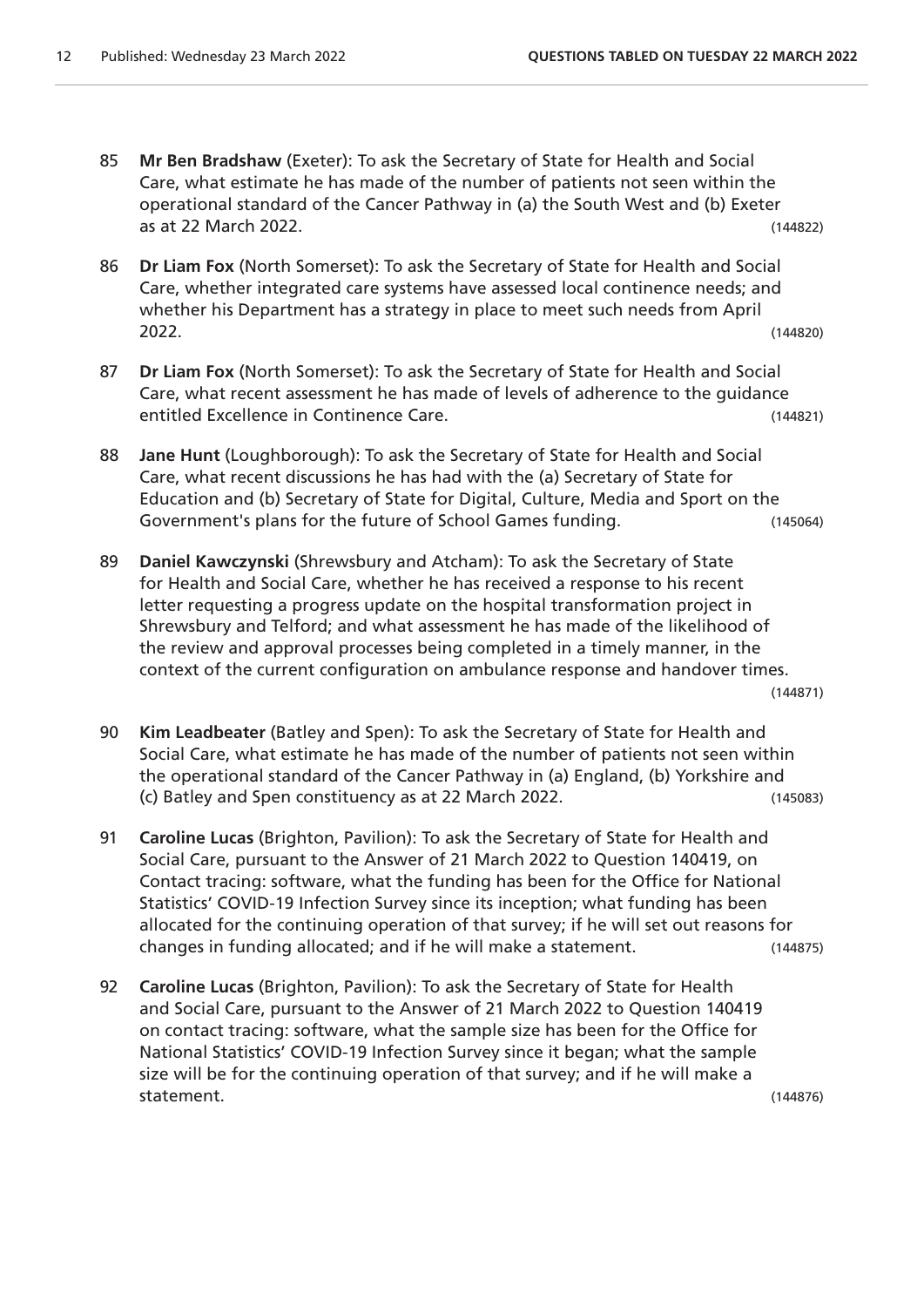85 **Mr Ben Bradshaw** (Exeter): To ask the Secretary of State for Health and Social Care, what estimate he has made of the number of patients not seen within the operational standard of the Cancer Pathway in (a) the South West and (b) Exeter as at 22 March 2022. (144822)

86 **Dr Liam Fox** (North Somerset): To ask the Secretary of State for Health and Social Care, whether integrated care systems have assessed local continence needs; and whether his Department has a strategy in place to meet such needs from April 2022. (144820)

87 **Dr Liam Fox** (North Somerset): To ask the Secretary of State for Health and Social Care, what recent assessment he has made of levels of adherence to the guidance entitled Excellence in Continence Care. (144821)

88 **Jane Hunt** (Loughborough): To ask the Secretary of State for Health and Social Care, what recent discussions he has had with the (a) Secretary of State for Education and (b) Secretary of State for Digital, Culture, Media and Sport on the Government's plans for the future of School Games funding. (145064)

89 **Daniel Kawczynski** (Shrewsbury and Atcham): To ask the Secretary of State for Health and Social Care, whether he has received a response to his recent letter requesting a progress update on the hospital transformation project in Shrewsbury and Telford; and what assessment he has made of the likelihood of the review and approval processes being completed in a timely manner, in the context of the current configuration on ambulance response and handover times. (144871)

90 **Kim Leadbeater** (Batley and Spen): To ask the Secretary of State for Health and Social Care, what estimate he has made of the number of patients not seen within the operational standard of the Cancer Pathway in (a) England, (b) Yorkshire and (c) Batley and Spen constituency as at 22 March 2022. (145083)

91 **Caroline Lucas** (Brighton, Pavilion): To ask the Secretary of State for Health and Social Care, pursuant to the Answer of 21 March 2022 to Question 140419, on Contact tracing: software, what the funding has been for the Office for National Statistics' COVID-19 Infection Survey since its inception; what funding has been allocated for the continuing operation of that survey; if he will set out reasons for changes in funding allocated; and if he will make a statement. (144875)

92 **Caroline Lucas** (Brighton, Pavilion): To ask the Secretary of State for Health and Social Care, pursuant to the Answer of 21 March 2022 to Question 140419 on contact tracing: software, what the sample size has been for the Office for National Statistics' COVID-19 Infection Survey since it began; what the sample size will be for the continuing operation of that survey; and if he will make a statement. (144876)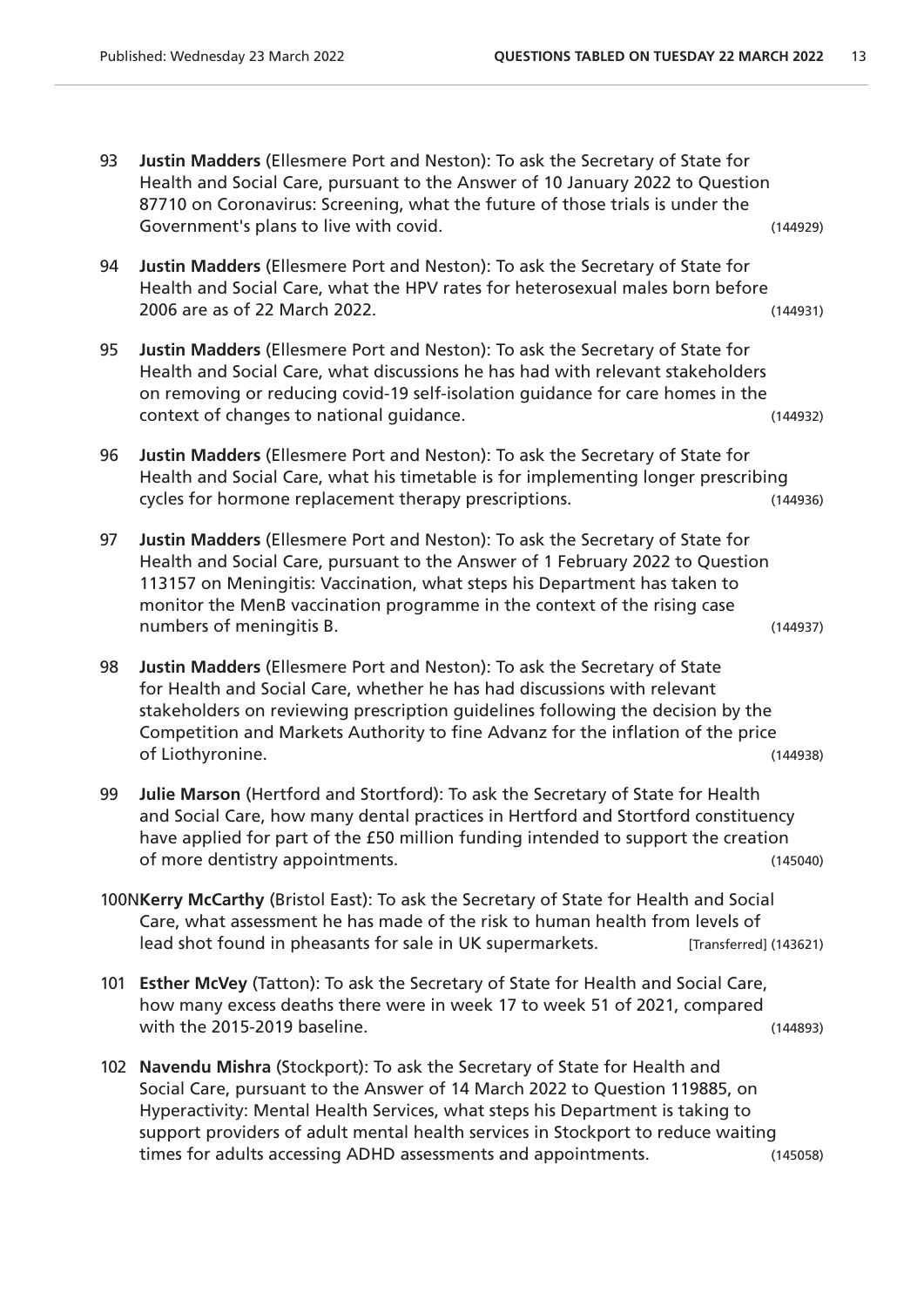93 **Justin Madders** (Ellesmere Port and Neston): To ask the Secretary of State for Health and Social Care, pursuant to the Answer of 10 January 2022 to Question 87710 on Coronavirus: Screening, what the future of those trials is under the Government's plans to live with covid. (144929)

94 **Justin Madders** (Ellesmere Port and Neston): To ask the Secretary of State for Health and Social Care, what the HPV rates for heterosexual males born before 2006 are as of 22 March 2022. (144931)

95 **Justin Madders** (Ellesmere Port and Neston): To ask the Secretary of State for Health and Social Care, what discussions he has had with relevant stakeholders on removing or reducing covid-19 self-isolation guidance for care homes in the context of changes to national guidance. (144932)

96 **Justin Madders** (Ellesmere Port and Neston): To ask the Secretary of State for Health and Social Care, what his timetable is for implementing longer prescribing cycles for hormone replacement therapy prescriptions. (144936)

97 **Justin Madders** (Ellesmere Port and Neston): To ask the Secretary of State for Health and Social Care, pursuant to the Answer of 1 February 2022 to Question 113157 on Meningitis: Vaccination, what steps his Department has taken to monitor the MenB vaccination programme in the context of the rising case numbers of meningitis B. (144937)

98 **Justin Madders** (Ellesmere Port and Neston): To ask the Secretary of State for Health and Social Care, whether he has had discussions with relevant stakeholders on reviewing prescription guidelines following the decision by the Competition and Markets Authority to fine Advanz for the inflation of the price of Liothyronine. (144938)

99 **Julie Marson** (Hertford and Stortford): To ask the Secretary of State for Health and Social Care, how many dental practices in Hertford and Stortford constituency have applied for part of the £50 million funding intended to support the creation of more dentistry appointments. (145040)

100N **Kerry McCarthy** (Bristol East): To ask the Secretary of State for Health and Social Care, what assessment he has made of the risk to human health from levels of lead shot found in pheasants for sale in UK supermarkets. [Transferred] (143621)

101 **Esther McVey** (Tatton): To ask the Secretary of State for Health and Social Care, how many excess deaths there were in week 17 to week 51 of 2021, compared with the 2015-2019 baseline. (144893)

102 **Navendu Mishra** (Stockport): To ask the Secretary of State for Health and Social Care, pursuant to the Answer of 14 March 2022 to Question 119885, on Hyperactivity: Mental Health Services, what steps his Department is taking to support providers of adult mental health services in Stockport to reduce waiting times for adults accessing ADHD assessments and appointments. (145058)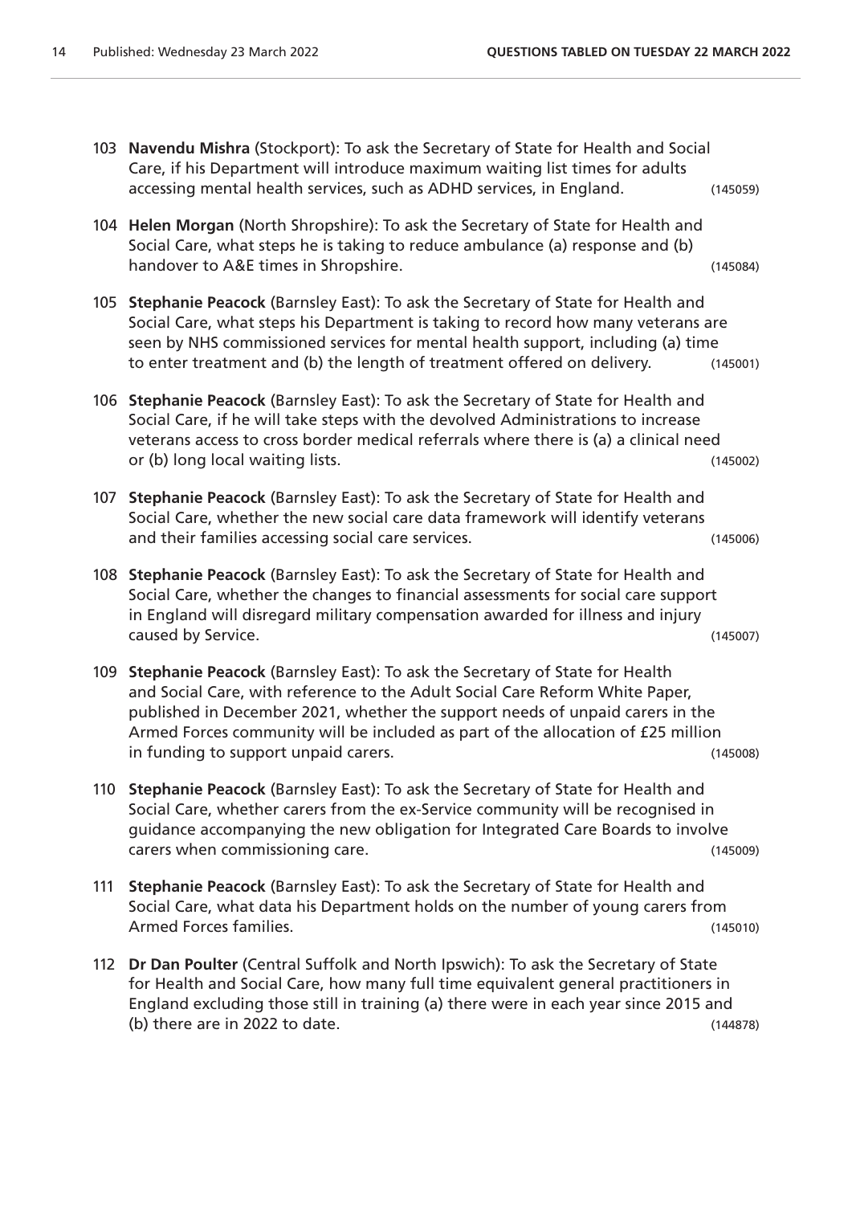103 **Navendu Mishra** (Stockport): To ask the Secretary of State for Health and Social Care, if his Department will introduce maximum waiting list times for adults accessing mental health services, such as ADHD services, in England. (145059)

104 **Helen Morgan** (North Shropshire): To ask the Secretary of State for Health and Social Care, what steps he is taking to reduce ambulance (a) response and (b) handover to A&E times in Shropshire. (145084)

105 **Stephanie Peacock** (Barnsley East): To ask the Secretary of State for Health and Social Care, what steps his Department is taking to record how many veterans are seen by NHS commissioned services for mental health support, including (a) time to enter treatment and (b) the length of treatment offered on delivery. (145001)

106 **Stephanie Peacock** (Barnsley East): To ask the Secretary of State for Health and Social Care, if he will take steps with the devolved Administrations to increase veterans access to cross border medical referrals where there is (a) a clinical need or (b) long local waiting lists. (145002)

107 **Stephanie Peacock** (Barnsley East): To ask the Secretary of State for Health and Social Care, whether the new social care data framework will identify veterans and their families accessing social care services. (145006)

108 **Stephanie Peacock** (Barnsley East): To ask the Secretary of State for Health and Social Care, whether the changes to financial assessments for social care support in England will disregard military compensation awarded for illness and injury caused by Service. (145007)

109 **Stephanie Peacock** (Barnsley East): To ask the Secretary of State for Health and Social Care, with reference to the Adult Social Care Reform White Paper, published in December 2021, whether the support needs of unpaid carers in the Armed Forces community will be included as part of the allocation of £25 million in funding to support unpaid carers. (145008)

110 **Stephanie Peacock** (Barnsley East): To ask the Secretary of State for Health and Social Care, whether carers from the ex-Service community will be recognised in guidance accompanying the new obligation for Integrated Care Boards to involve carers when commissioning care. (145009)

111 **Stephanie Peacock** (Barnsley East): To ask the Secretary of State for Health and Social Care, what data his Department holds on the number of young carers from Armed Forces families. (145010)

112 **Dr Dan Poulter** (Central Suffolk and North Ipswich): To ask the Secretary of State for Health and Social Care, how many full time equivalent general practitioners in England excluding those still in training (a) there were in each year since 2015 and (b) there are in 2022 to date. (144878)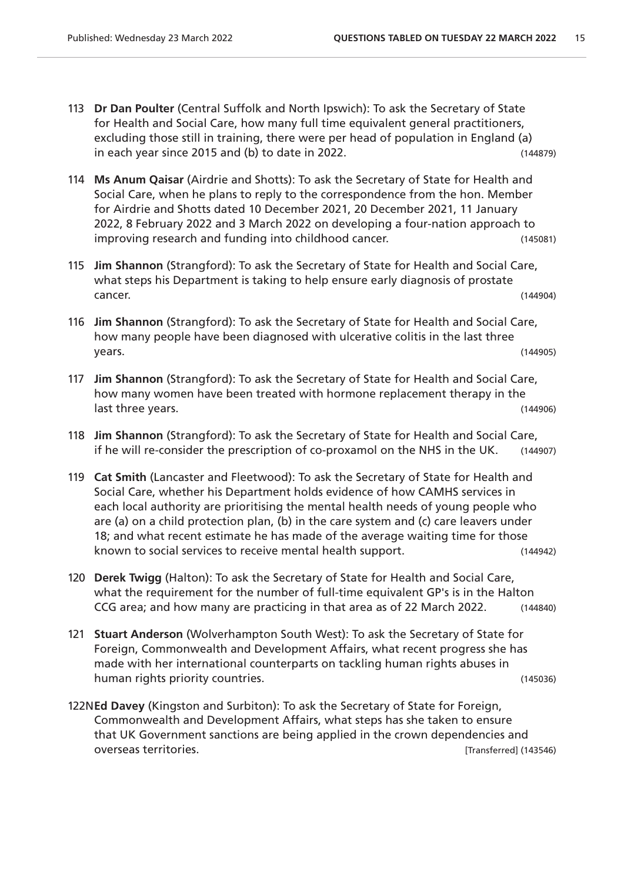113 **Dr Dan Poulter** (Central Suffolk and North Ipswich): To ask the Secretary of State for Health and Social Care, how many full time equivalent general practitioners, excluding those still in training, there were per head of population in England (a) in each year since 2015 and (b) to date in 2022. (144879)

114 **Ms Anum Qaisar** (Airdrie and Shotts): To ask the Secretary of State for Health and Social Care, when he plans to reply to the correspondence from the hon. Member for Airdrie and Shotts dated 10 December 2021, 20 December 2021, 11 January 2022, 8 February 2022 and 3 March 2022 on developing a four-nation approach to improving research and funding into childhood cancer. (145081)

115 **Jim Shannon** (Strangford): To ask the Secretary of State for Health and Social Care, what steps his Department is taking to help ensure early diagnosis of prostate cancer. (144904)

116 **Jim Shannon** (Strangford): To ask the Secretary of State for Health and Social Care, how many people have been diagnosed with ulcerative colitis in the last three years. (144905)

117 **Jim Shannon** (Strangford): To ask the Secretary of State for Health and Social Care, how many women have been treated with hormone replacement therapy in the last three years. (144906)

118 **Jim Shannon** (Strangford): To ask the Secretary of State for Health and Social Care, if he will re-consider the prescription of co-proxamol on the NHS in the UK. (144907)

119 **Cat Smith** (Lancaster and Fleetwood): To ask the Secretary of State for Health and Social Care, whether his Department holds evidence of how CAMHS services in each local authority are prioritising the mental health needs of young people who are (a) on a child protection plan, (b) in the care system and (c) care leavers under 18; and what recent estimate he has made of the average waiting time for those known to social services to receive mental health support. (144942)

120 **Derek Twigg** (Halton): To ask the Secretary of State for Health and Social Care, what the requirement for the number of full-time equivalent GP's is in the Halton CCG area; and how many are practicing in that area as of 22 March 2022. (144840)

121 **Stuart Anderson** (Wolverhampton South West): To ask the Secretary of State for Foreign, Commonwealth and Development Affairs, what recent progress she has made with her international counterparts on tackling human rights abuses in human rights priority countries. (145036)

122N **Ed Davey** (Kingston and Surbiton): To ask the Secretary of State for Foreign, Commonwealth and Development Affairs, what steps has she taken to ensure that UK Government sanctions are being applied in the crown dependencies and overseas territories. [Transferred] (143546)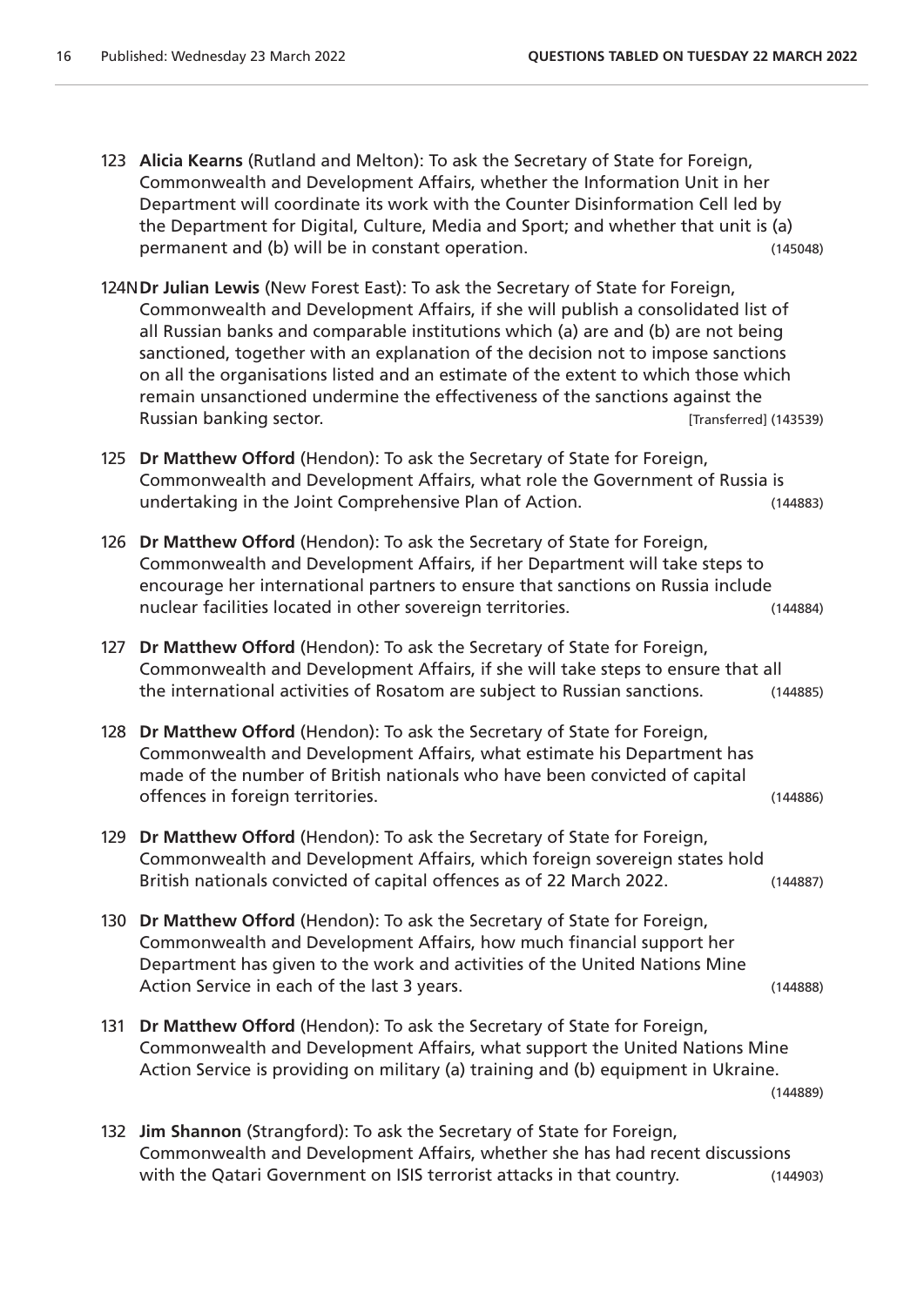123 **Alicia Kearns** (Rutland and Melton): To ask the Secretary of State for Foreign, Commonwealth and Development Affairs, whether the Information Unit in her Department will coordinate its work with the Counter Disinformation Cell led by the Department for Digital, Culture, Media and Sport; and whether that unit is (a) permanent and (b) will be in constant operation. (145048)

124N **Dr Julian Lewis** (New Forest East): To ask the Secretary of State for Foreign, Commonwealth and Development Affairs, if she will publish a consolidated list of all Russian banks and comparable institutions which (a) are and (b) are not being sanctioned, together with an explanation of the decision not to impose sanctions on all the organisations listed and an estimate of the extent to which those which remain unsanctioned undermine the effectiveness of the sanctions against the Russian banking sector. [Transferred] (143539)

125 **Dr Matthew Offord** (Hendon): To ask the Secretary of State for Foreign, Commonwealth and Development Affairs, what role the Government of Russia is undertaking in the Joint Comprehensive Plan of Action. (144883)

126 **Dr Matthew Offord** (Hendon): To ask the Secretary of State for Foreign, Commonwealth and Development Affairs, if her Department will take steps to encourage her international partners to ensure that sanctions on Russia include nuclear facilities located in other sovereign territories. (144884)

127 **Dr Matthew Offord** (Hendon): To ask the Secretary of State for Foreign, Commonwealth and Development Affairs, if she will take steps to ensure that all the international activities of Rosatom are subject to Russian sanctions. (144885)

128 **Dr Matthew Offord** (Hendon): To ask the Secretary of State for Foreign, Commonwealth and Development Affairs, what estimate his Department has made of the number of British nationals who have been convicted of capital offences in foreign territories. (144886)

129 **Dr Matthew Offord** (Hendon): To ask the Secretary of State for Foreign, Commonwealth and Development Affairs, which foreign sovereign states hold British nationals convicted of capital offences as of 22 March 2022. (144887)

130 **Dr Matthew Offord** (Hendon): To ask the Secretary of State for Foreign, Commonwealth and Development Affairs, how much financial support her Department has given to the work and activities of the United Nations Mine Action Service in each of the last 3 years. (144888)

131 **Dr Matthew Offord** (Hendon): To ask the Secretary of State for Foreign, Commonwealth and Development Affairs, what support the United Nations Mine Action Service is providing on military (a) training and (b) equipment in Ukraine. (144889)

132 **Jim Shannon** (Strangford): To ask the Secretary of State for Foreign, Commonwealth and Development Affairs, whether she has had recent discussions with the Qatari Government on ISIS terrorist attacks in that country. (144903)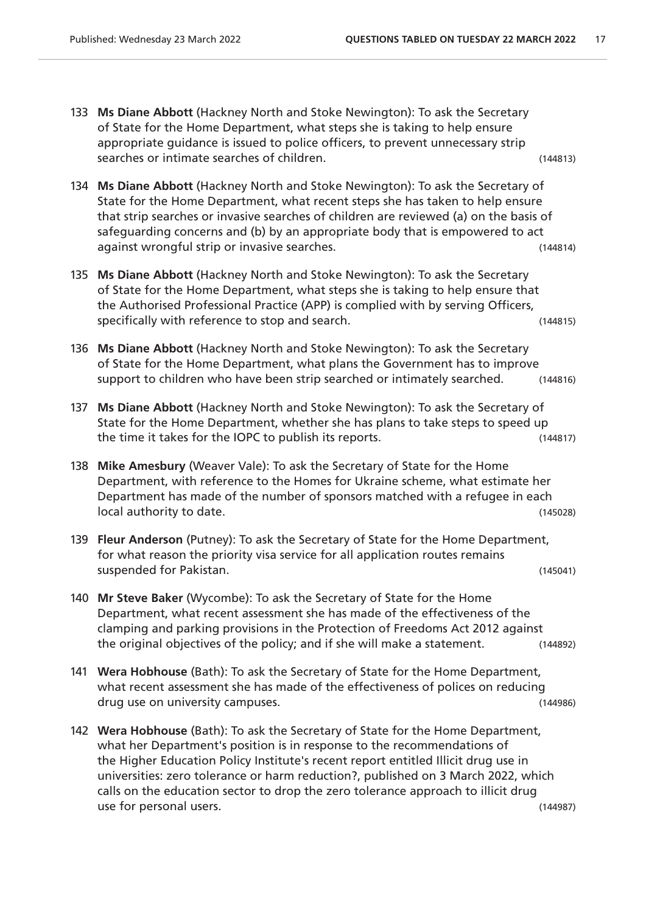133 **Ms Diane Abbott** (Hackney North and Stoke Newington): To ask the Secretary of State for the Home Department, what steps she is taking to help ensure appropriate guidance is issued to police officers, to prevent unnecessary strip searches or intimate searches of children. (144813)

134 **Ms Diane Abbott** (Hackney North and Stoke Newington): To ask the Secretary of State for the Home Department, what recent steps she has taken to help ensure that strip searches or invasive searches of children are reviewed (a) on the basis of safeguarding concerns and (b) by an appropriate body that is empowered to act against wrongful strip or invasive searches. (144814)

135 **Ms Diane Abbott** (Hackney North and Stoke Newington): To ask the Secretary of State for the Home Department, what steps she is taking to help ensure that the Authorised Professional Practice (APP) is complied with by serving Officers, specifically with reference to stop and search. (144815)

136 **Ms Diane Abbott** (Hackney North and Stoke Newington): To ask the Secretary of State for the Home Department, what plans the Government has to improve support to children who have been strip searched or intimately searched. (144816)

137 **Ms Diane Abbott** (Hackney North and Stoke Newington): To ask the Secretary of State for the Home Department, whether she has plans to take steps to speed up the time it takes for the IOPC to publish its reports. (144817)

138 **Mike Amesbury** (Weaver Vale): To ask the Secretary of State for the Home Department, with reference to the Homes for Ukraine scheme, what estimate her Department has made of the number of sponsors matched with a refugee in each local authority to date. (145028)

139 **Fleur Anderson** (Putney): To ask the Secretary of State for the Home Department, for what reason the priority visa service for all application routes remains suspended for Pakistan. (145041)

140 **Mr Steve Baker** (Wycombe): To ask the Secretary of State for the Home Department, what recent assessment she has made of the effectiveness of the clamping and parking provisions in the Protection of Freedoms Act 2012 against the original objectives of the policy; and if she will make a statement. (144892)

141 **Wera Hobhouse** (Bath): To ask the Secretary of State for the Home Department, what recent assessment she has made of the effectiveness of polices on reducing drug use on university campuses. (144986)

142 **Wera Hobhouse** (Bath): To ask the Secretary of State for the Home Department, what her Department's position is in response to the recommendations of the Higher Education Policy Institute's recent report entitled Illicit drug use in universities: zero tolerance or harm reduction?, published on 3 March 2022, which calls on the education sector to drop the zero tolerance approach to illicit drug use for personal users. (144987)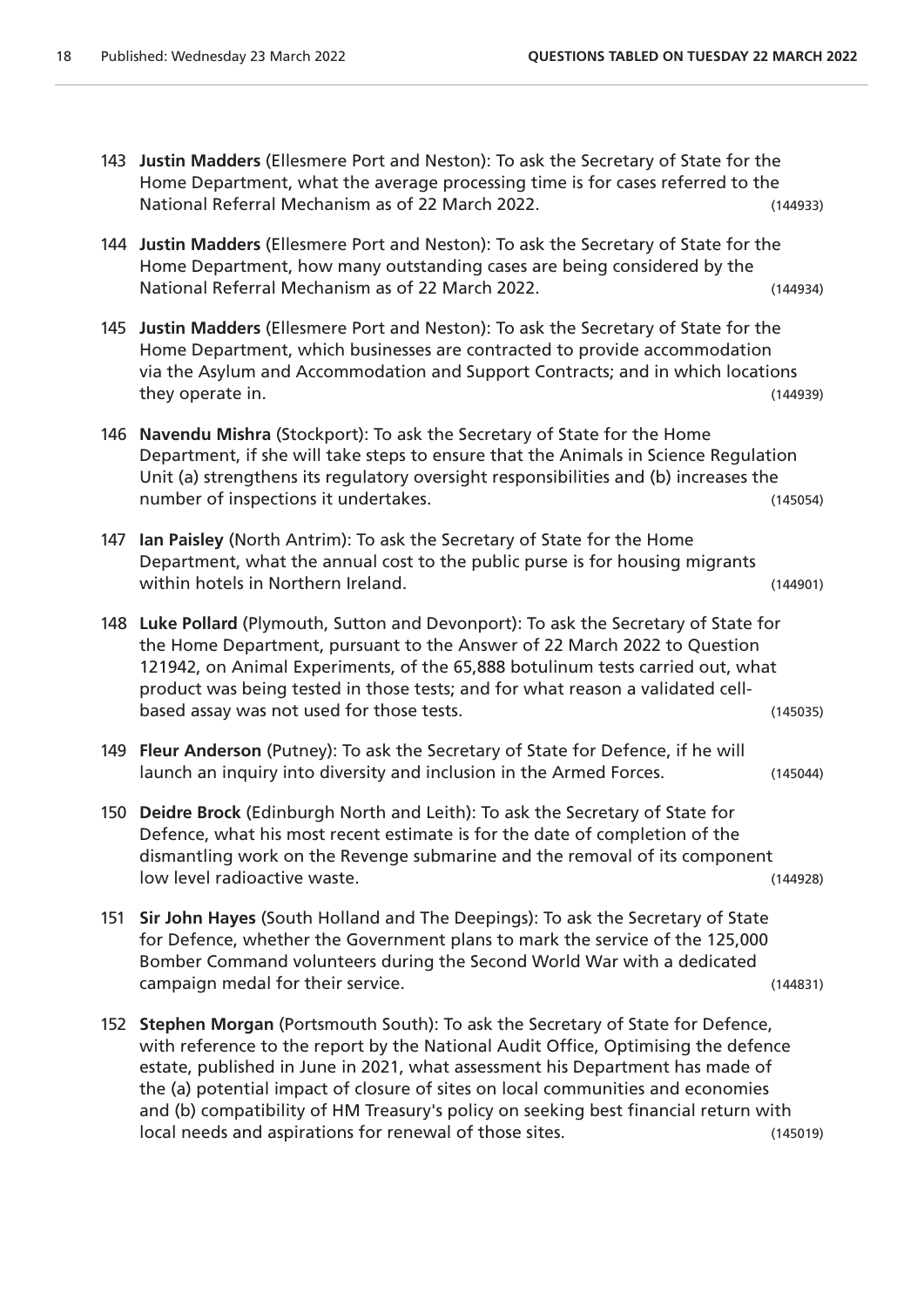143 **Justin Madders** (Ellesmere Port and Neston): To ask the Secretary of State for the Home Department, what the average processing time is for cases referred to the National Referral Mechanism as of 22 March 2022. (144933)

144 **Justin Madders** (Ellesmere Port and Neston): To ask the Secretary of State for the Home Department, how many outstanding cases are being considered by the National Referral Mechanism as of 22 March 2022. (144934)

145 **Justin Madders** (Ellesmere Port and Neston): To ask the Secretary of State for the Home Department, which businesses are contracted to provide accommodation via the Asylum and Accommodation and Support Contracts; and in which locations they operate in. (144939)

146 **Navendu Mishra** (Stockport): To ask the Secretary of State for the Home Department, if she will take steps to ensure that the Animals in Science Regulation Unit (a) strengthens its regulatory oversight responsibilities and (b) increases the number of inspections it undertakes. (145054)

147 **Ian Paisley** (North Antrim): To ask the Secretary of State for the Home Department, what the annual cost to the public purse is for housing migrants within hotels in Northern Ireland. (144901)

148 **Luke Pollard** (Plymouth, Sutton and Devonport): To ask the Secretary of State for the Home Department, pursuant to the Answer of 22 March 2022 to Question 121942, on Animal Experiments, of the 65,888 botulinum tests carried out, what product was being tested in those tests; and for what reason a validated cell-based assay was not used for those tests. (145035)

149 **Fleur Anderson** (Putney): To ask the Secretary of State for Defence, if he will launch an inquiry into diversity and inclusion in the Armed Forces. (145044)

150 **Deidre Brock** (Edinburgh North and Leith): To ask the Secretary of State for Defence, what his most recent estimate is for the date of completion of the dismantling work on the Revenge submarine and the removal of its component low level radioactive waste. (144928)

151 **Sir John Hayes** (South Holland and The Deepings): To ask the Secretary of State for Defence, whether the Government plans to mark the service of the 125,000 Bomber Command volunteers during the Second World War with a dedicated campaign medal for their service. (144831)

152 **Stephen Morgan** (Portsmouth South): To ask the Secretary of State for Defence, with reference to the report by the National Audit Office, Optimising the defence estate, published in June in 2021, what assessment his Department has made of the (a) potential impact of closure of sites on local communities and economies and (b) compatibility of HM Treasury's policy on seeking best financial return with local needs and aspirations for renewal of those sites. (145019)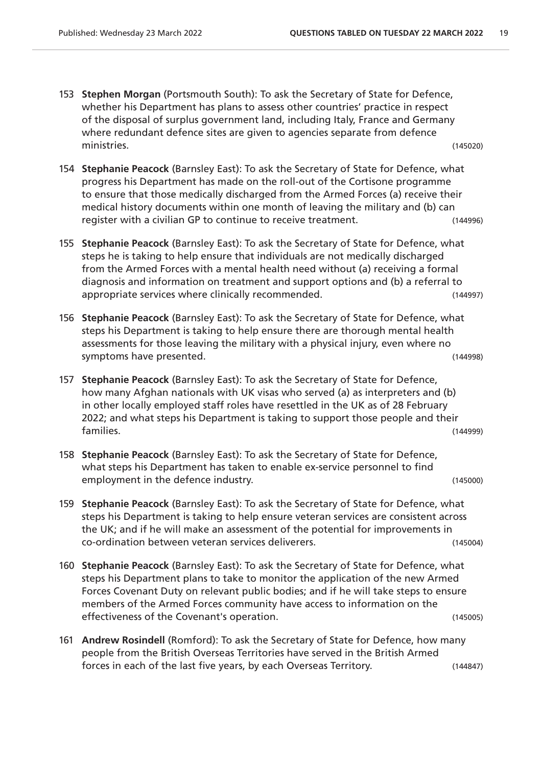153 **Stephen Morgan** (Portsmouth South): To ask the Secretary of State for Defence, whether his Department has plans to assess other countries' practice in respect of the disposal of surplus government land, including Italy, France and Germany where redundant defence sites are given to agencies separate from defence ministries. (145020)

154 **Stephanie Peacock** (Barnsley East): To ask the Secretary of State for Defence, what progress his Department has made on the roll-out of the Cortisone programme to ensure that those medically discharged from the Armed Forces (a) receive their medical history documents within one month of leaving the military and (b) can register with a civilian GP to continue to receive treatment. (144996)

155 **Stephanie Peacock** (Barnsley East): To ask the Secretary of State for Defence, what steps he is taking to help ensure that individuals are not medically discharged from the Armed Forces with a mental health need without (a) receiving a formal diagnosis and information on treatment and support options and (b) a referral to appropriate services where clinically recommended. (144997)

156 **Stephanie Peacock** (Barnsley East): To ask the Secretary of State for Defence, what steps his Department is taking to help ensure there are thorough mental health assessments for those leaving the military with a physical injury, even where no symptoms have presented. (144998)

157 **Stephanie Peacock** (Barnsley East): To ask the Secretary of State for Defence, how many Afghan nationals with UK visas who served (a) as interpreters and (b) in other locally employed staff roles have resettled in the UK as of 28 February 2022; and what steps his Department is taking to support those people and their families. (144999)

158 **Stephanie Peacock** (Barnsley East): To ask the Secretary of State for Defence, what steps his Department has taken to enable ex-service personnel to find employment in the defence industry. (145000)

159 **Stephanie Peacock** (Barnsley East): To ask the Secretary of State for Defence, what steps his Department is taking to help ensure veteran services are consistent across the UK; and if he will make an assessment of the potential for improvements in co-ordination between veteran services deliverers. (145004)

160 **Stephanie Peacock** (Barnsley East): To ask the Secretary of State for Defence, what steps his Department plans to take to monitor the application of the new Armed Forces Covenant Duty on relevant public bodies; and if he will take steps to ensure members of the Armed Forces community have access to information on the effectiveness of the Covenant's operation. (145005)

161 **Andrew Rosindell** (Romford): To ask the Secretary of State for Defence, how many people from the British Overseas Territories have served in the British Armed forces in each of the last five years, by each Overseas Territory. (144847)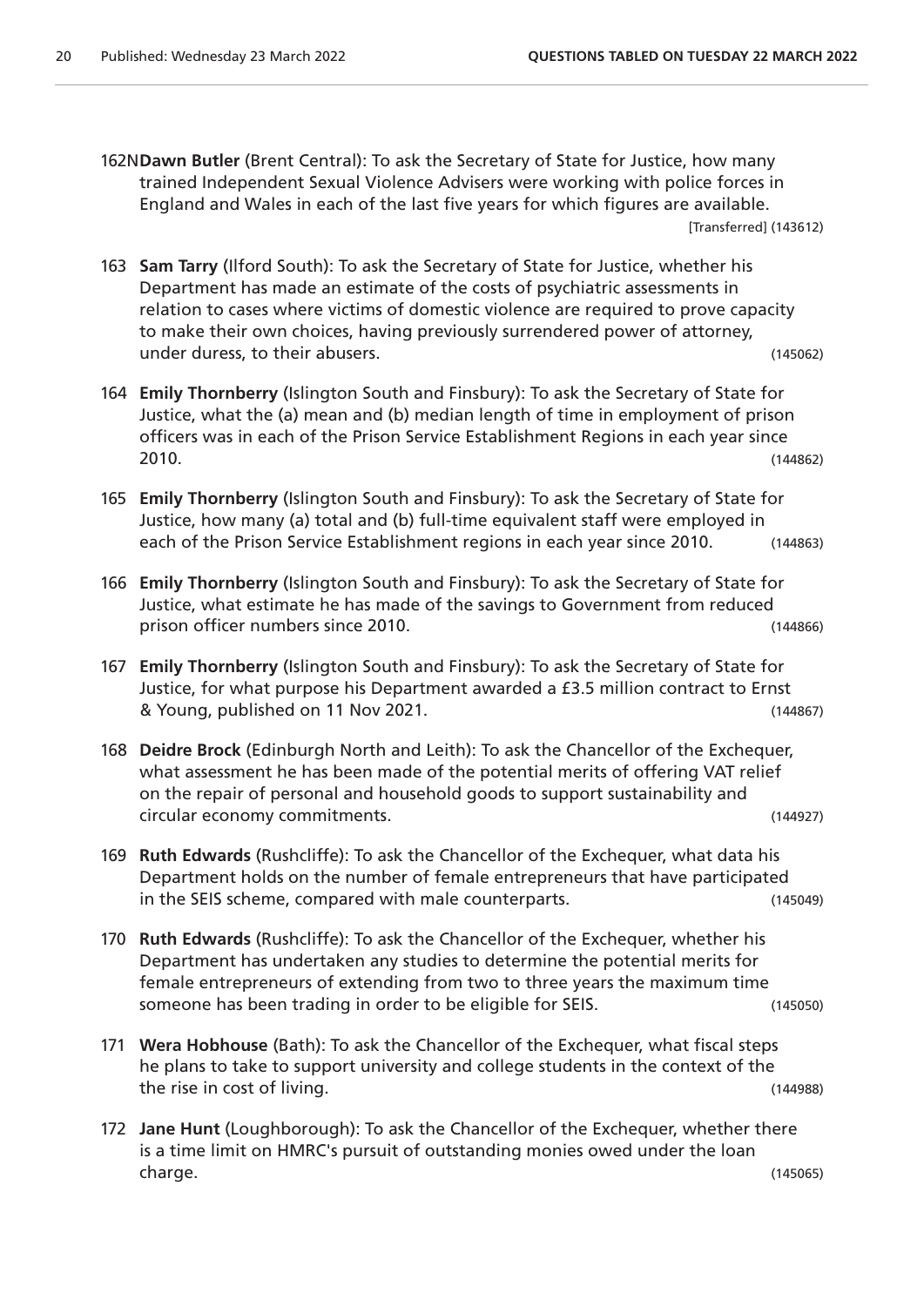162N **Dawn Butler** (Brent Central): To ask the Secretary of State for Justice, how many trained Independent Sexual Violence Advisers were working with police forces in England and Wales in each of the last five years for which figures are available. [Transferred] (143612)

163 **Sam Tarry** (Ilford South): To ask the Secretary of State for Justice, whether his Department has made an estimate of the costs of psychiatric assessments in relation to cases where victims of domestic violence are required to prove capacity to make their own choices, having previously surrendered power of attorney, under duress, to their abusers. (145062)

164 **Emily Thornberry** (Islington South and Finsbury): To ask the Secretary of State for Justice, what the (a) mean and (b) median length of time in employment of prison officers was in each of the Prison Service Establishment Regions in each year since 2010. (144862)

165 **Emily Thornberry** (Islington South and Finsbury): To ask the Secretary of State for Justice, how many (a) total and (b) full-time equivalent staff were employed in each of the Prison Service Establishment regions in each year since 2010. (144863)

166 **Emily Thornberry** (Islington South and Finsbury): To ask the Secretary of State for Justice, what estimate he has made of the savings to Government from reduced prison officer numbers since 2010. (144866)

167 **Emily Thornberry** (Islington South and Finsbury): To ask the Secretary of State for Justice, for what purpose his Department awarded a £3.5 million contract to Ernst & Young, published on 11 Nov 2021. (144867)

168 **Deidre Brock** (Edinburgh North and Leith): To ask the Chancellor of the Exchequer, what assessment he has been made of the potential merits of offering VAT relief on the repair of personal and household goods to support sustainability and circular economy commitments. (144927)

169 **Ruth Edwards** (Rushcliffe): To ask the Chancellor of the Exchequer, what data his Department holds on the number of female entrepreneurs that have participated in the SEIS scheme, compared with male counterparts. (145049)

170 **Ruth Edwards** (Rushcliffe): To ask the Chancellor of the Exchequer, whether his Department has undertaken any studies to determine the potential merits for female entrepreneurs of extending from two to three years the maximum time someone has been trading in order to be eligible for SEIS. (145050)

171 **Wera Hobhouse** (Bath): To ask the Chancellor of the Exchequer, what fiscal steps he plans to take to support university and college students in the context of the the rise in cost of living. (144988)

172 **Jane Hunt** (Loughborough): To ask the Chancellor of the Exchequer, whether there is a time limit on HMRC's pursuit of outstanding monies owed under the loan charge. (145065)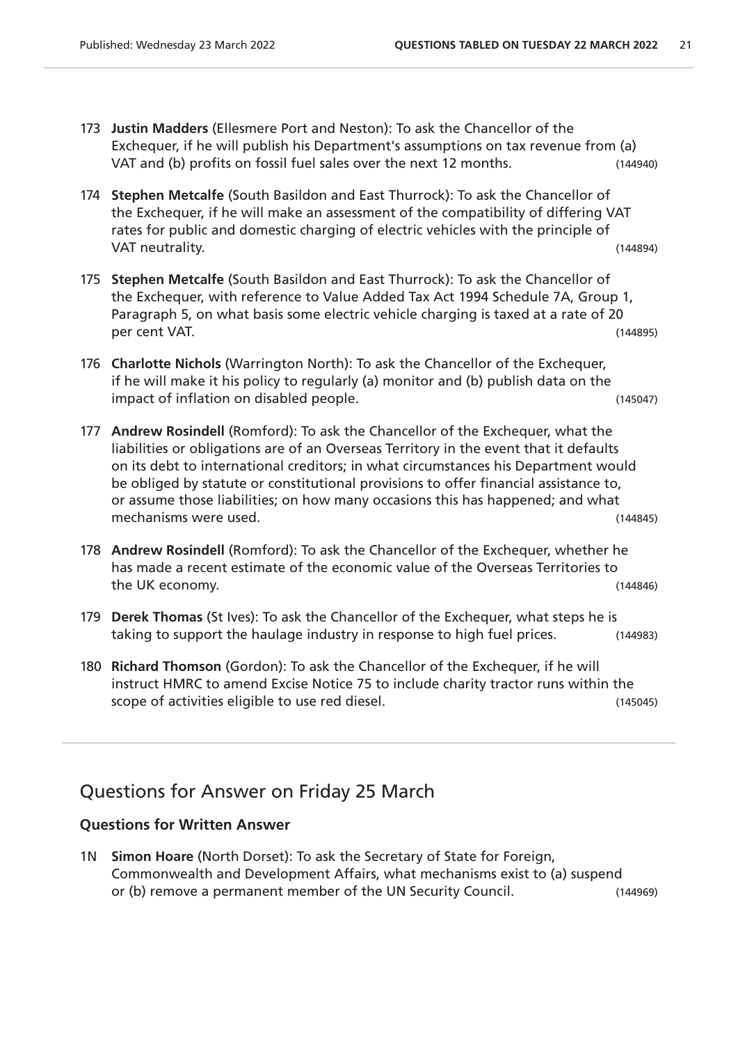173 **Justin Madders** (Ellesmere Port and Neston): To ask the Chancellor of the Exchequer, if he will publish his Department's assumptions on tax revenue from (a) VAT and (b) profits on fossil fuel sales over the next 12 months. (144940)

174 **Stephen Metcalfe** (South Basildon and East Thurrock): To ask the Chancellor of the Exchequer, if he will make an assessment of the compatibility of differing VAT rates for public and domestic charging of electric vehicles with the principle of VAT neutrality. (144894)

175 **Stephen Metcalfe** (South Basildon and East Thurrock): To ask the Chancellor of the Exchequer, with reference to Value Added Tax Act 1994 Schedule 7A, Group 1, Paragraph 5, on what basis some electric vehicle charging is taxed at a rate of 20 per cent VAT. (144895)

176 **Charlotte Nichols** (Warrington North): To ask the Chancellor of the Exchequer, if he will make it his policy to regularly (a) monitor and (b) publish data on the impact of inflation on disabled people. (145047)

177 **Andrew Rosindell** (Romford): To ask the Chancellor of the Exchequer, what the liabilities or obligations are of an Overseas Territory in the event that it defaults on its debt to international creditors; in what circumstances his Department would be obliged by statute or constitutional provisions to offer financial assistance to, or assume those liabilities; on how many occasions this has happened; and what mechanisms were used. (144845)

178 **Andrew Rosindell** (Romford): To ask the Chancellor of the Exchequer, whether he has made a recent estimate of the economic value of the Overseas Territories to the UK economy. (144846)

179 **Derek Thomas** (St Ives): To ask the Chancellor of the Exchequer, what steps he is taking to support the haulage industry in response to high fuel prices. (144983)

180 **Richard Thomson** (Gordon): To ask the Chancellor of the Exchequer, if he will instruct HMRC to amend Excise Notice 75 to include charity tractor runs within the scope of activities eligible to use red diesel. (145045)

## Questions for Answer on Friday 25 March

### Questions for Written Answer

1N **Simon Hoare** (North Dorset): To ask the Secretary of State for Foreign, Commonwealth and Development Affairs, what mechanisms exist to (a) suspend or (b) remove a permanent member of the UN Security Council. (144969)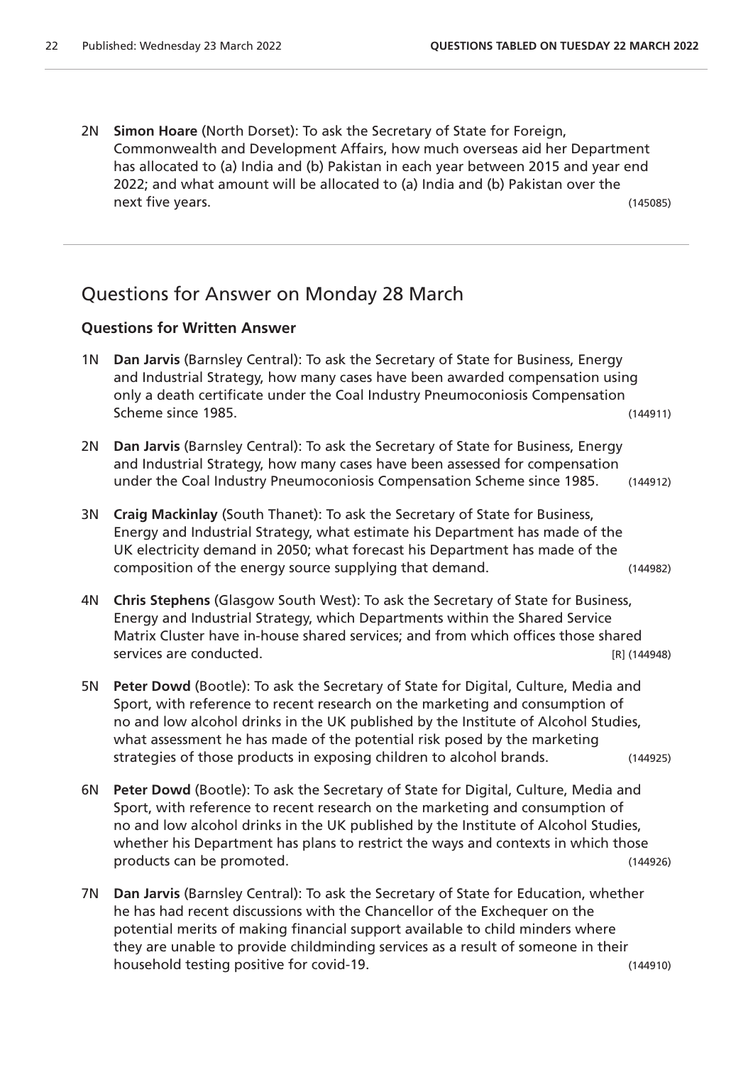2N **Simon Hoare** (North Dorset): To ask the Secretary of State for Foreign, Commonwealth and Development Affairs, how much overseas aid her Department has allocated to (a) India and (b) Pakistan in each year between 2015 and year end 2022; and what amount will be allocated to (a) India and (b) Pakistan over the next five years. (145085)

## Questions for Answer on Monday 28 March

### Questions for Written Answer

1N **Dan Jarvis** (Barnsley Central): To ask the Secretary of State for Business, Energy and Industrial Strategy, how many cases have been awarded compensation using only a death certificate under the Coal Industry Pneumoconiosis Compensation Scheme since 1985. (144911)

2N **Dan Jarvis** (Barnsley Central): To ask the Secretary of State for Business, Energy and Industrial Strategy, how many cases have been assessed for compensation under the Coal Industry Pneumoconiosis Compensation Scheme since 1985. (144912)

3N **Craig Mackinlay** (South Thanet): To ask the Secretary of State for Business, Energy and Industrial Strategy, what estimate his Department has made of the UK electricity demand in 2050; what forecast his Department has made of the composition of the energy source supplying that demand. (144982)

4N **Chris Stephens** (Glasgow South West): To ask the Secretary of State for Business, Energy and Industrial Strategy, which Departments within the Shared Service Matrix Cluster have in-house shared services; and from which offices those shared services are conducted. [R] (144948)

5N **Peter Dowd** (Bootle): To ask the Secretary of State for Digital, Culture, Media and Sport, with reference to recent research on the marketing and consumption of no and low alcohol drinks in the UK published by the Institute of Alcohol Studies, what assessment he has made of the potential risk posed by the marketing strategies of those products in exposing children to alcohol brands. (144925)

6N **Peter Dowd** (Bootle): To ask the Secretary of State for Digital, Culture, Media and Sport, with reference to recent research on the marketing and consumption of no and low alcohol drinks in the UK published by the Institute of Alcohol Studies, whether his Department has plans to restrict the ways and contexts in which those products can be promoted. (144926)

7N **Dan Jarvis** (Barnsley Central): To ask the Secretary of State for Education, whether he has had recent discussions with the Chancellor of the Exchequer on the potential merits of making financial support available to child minders where they are unable to provide childminding services as a result of someone in their household testing positive for covid-19. (144910)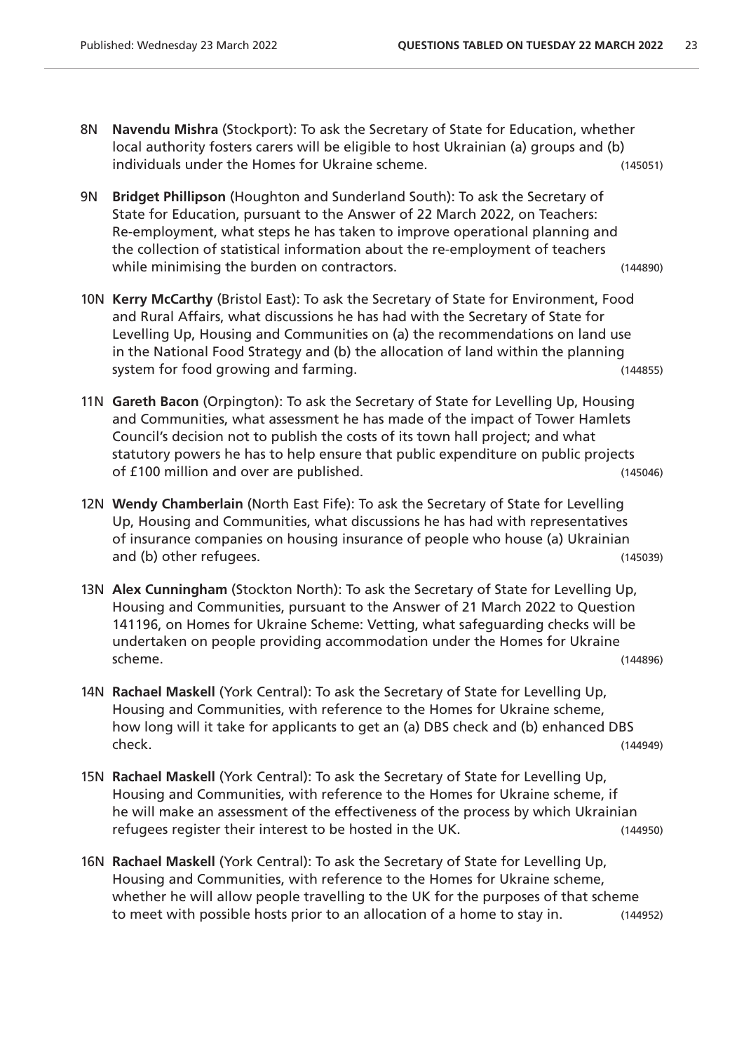8N **Navendu Mishra** (Stockport): To ask the Secretary of State for Education, whether local authority fosters carers will be eligible to host Ukrainian (a) groups and (b) individuals under the Homes for Ukraine scheme. (145051)

9N **Bridget Phillipson** (Houghton and Sunderland South): To ask the Secretary of State for Education, pursuant to the Answer of 22 March 2022, on Teachers: Re-employment, what steps he has taken to improve operational planning and the collection of statistical information about the re-employment of teachers while minimising the burden on contractors. (144890)

10N **Kerry McCarthy** (Bristol East): To ask the Secretary of State for Environment, Food and Rural Affairs, what discussions he has had with the Secretary of State for Levelling Up, Housing and Communities on (a) the recommendations on land use in the National Food Strategy and (b) the allocation of land within the planning system for food growing and farming. (144855)

11N **Gareth Bacon** (Orpington): To ask the Secretary of State for Levelling Up, Housing and Communities, what assessment he has made of the impact of Tower Hamlets Council's decision not to publish the costs of its town hall project; and what statutory powers he has to help ensure that public expenditure on public projects of £100 million and over are published. (145046)

12N **Wendy Chamberlain** (North East Fife): To ask the Secretary of State for Levelling Up, Housing and Communities, what discussions he has had with representatives of insurance companies on housing insurance of people who house (a) Ukrainian and (b) other refugees. (145039)

13N **Alex Cunningham** (Stockton North): To ask the Secretary of State for Levelling Up, Housing and Communities, pursuant to the Answer of 21 March 2022 to Question 141196, on Homes for Ukraine Scheme: Vetting, what safeguarding checks will be undertaken on people providing accommodation under the Homes for Ukraine scheme. (144896)

14N **Rachael Maskell** (York Central): To ask the Secretary of State for Levelling Up, Housing and Communities, with reference to the Homes for Ukraine scheme, how long will it take for applicants to get an (a) DBS check and (b) enhanced DBS check. (144949)

15N **Rachael Maskell** (York Central): To ask the Secretary of State for Levelling Up, Housing and Communities, with reference to the Homes for Ukraine scheme, if he will make an assessment of the effectiveness of the process by which Ukrainian refugees register their interest to be hosted in the UK. (144950)

16N **Rachael Maskell** (York Central): To ask the Secretary of State for Levelling Up, Housing and Communities, with reference to the Homes for Ukraine scheme, whether he will allow people travelling to the UK for the purposes of that scheme to meet with possible hosts prior to an allocation of a home to stay in. (144952)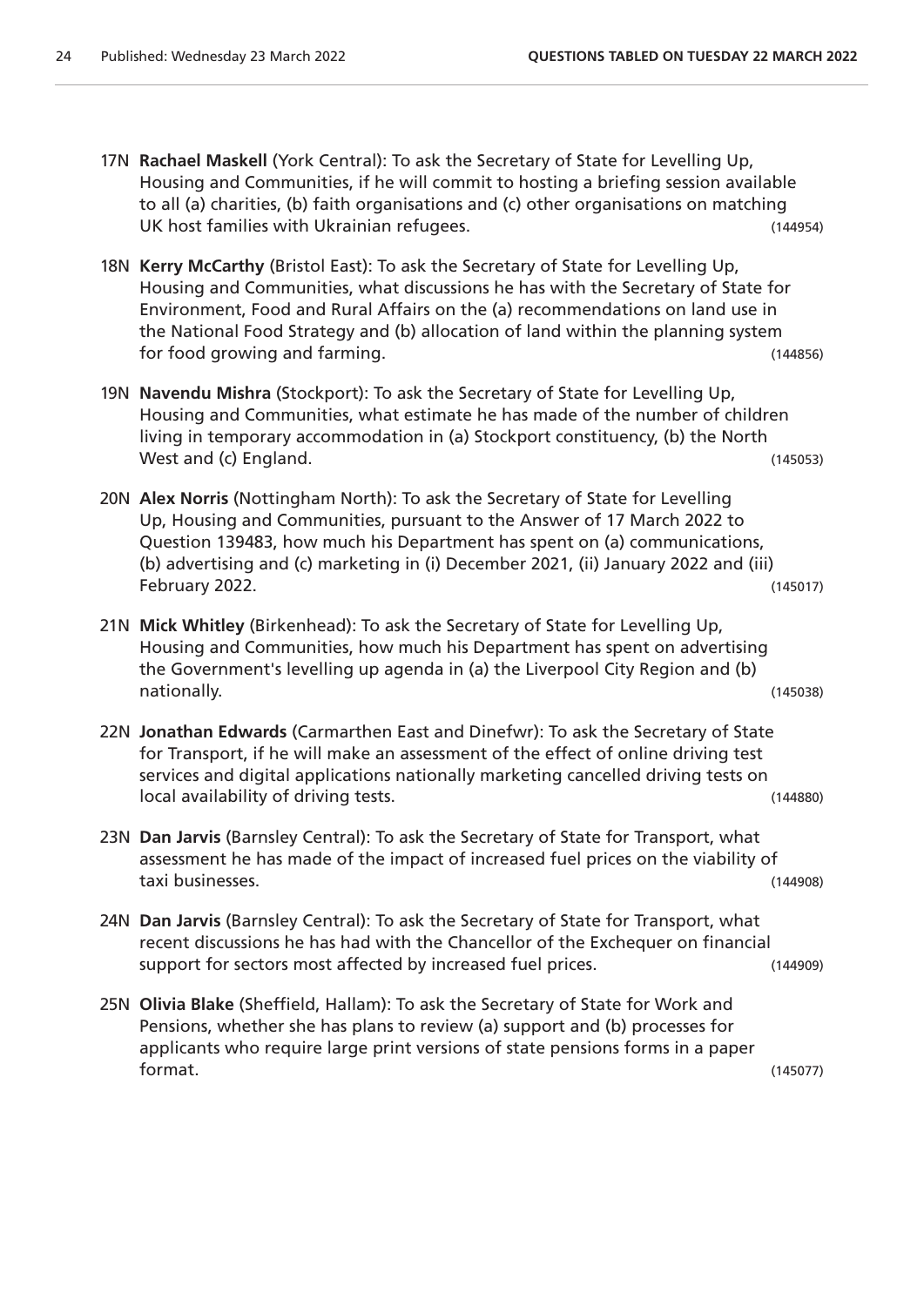17N **Rachael Maskell** (York Central): To ask the Secretary of State for Levelling Up, Housing and Communities, if he will commit to hosting a briefing session available to all (a) charities, (b) faith organisations and (c) other organisations on matching UK host families with Ukrainian refugees. (144954)

18N **Kerry McCarthy** (Bristol East): To ask the Secretary of State for Levelling Up, Housing and Communities, what discussions he has with the Secretary of State for Environment, Food and Rural Affairs on the (a) recommendations on land use in the National Food Strategy and (b) allocation of land within the planning system for food growing and farming. (144856)

19N **Navendu Mishra** (Stockport): To ask the Secretary of State for Levelling Up, Housing and Communities, what estimate he has made of the number of children living in temporary accommodation in (a) Stockport constituency, (b) the North West and (c) England. (145053)

20N **Alex Norris** (Nottingham North): To ask the Secretary of State for Levelling Up, Housing and Communities, pursuant to the Answer of 17 March 2022 to Question 139483, how much his Department has spent on (a) communications, (b) advertising and (c) marketing in (i) December 2021, (ii) January 2022 and (iii) February 2022. (145017)

21N **Mick Whitley** (Birkenhead): To ask the Secretary of State for Levelling Up, Housing and Communities, how much his Department has spent on advertising the Government's levelling up agenda in (a) the Liverpool City Region and (b) nationally. (145038)

22N **Jonathan Edwards** (Carmarthen East and Dinefwr): To ask the Secretary of State for Transport, if he will make an assessment of the effect of online driving test services and digital applications nationally marketing cancelled driving tests on local availability of driving tests. (144880)

23N **Dan Jarvis** (Barnsley Central): To ask the Secretary of State for Transport, what assessment he has made of the impact of increased fuel prices on the viability of taxi businesses. (144908)

24N **Dan Jarvis** (Barnsley Central): To ask the Secretary of State for Transport, what recent discussions he has had with the Chancellor of the Exchequer on financial support for sectors most affected by increased fuel prices. (144909)

25N **Olivia Blake** (Sheffield, Hallam): To ask the Secretary of State for Work and Pensions, whether she has plans to review (a) support and (b) processes for applicants who require large print versions of state pensions forms in a paper format. (145077)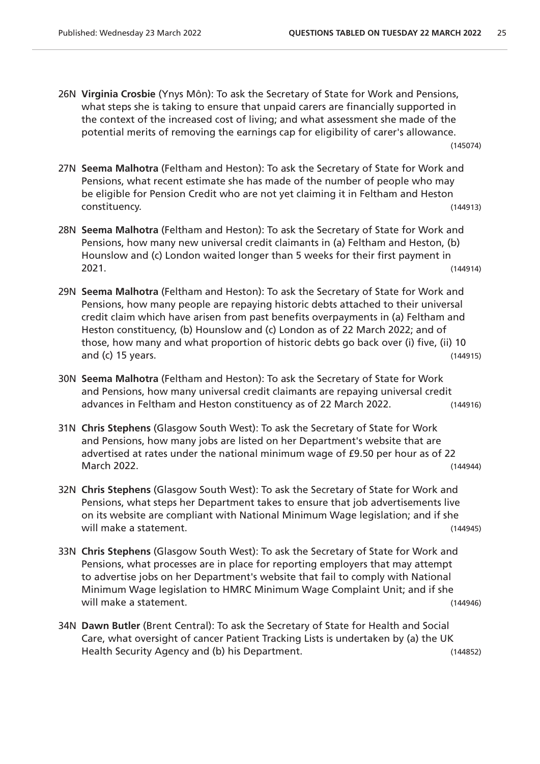26N **Virginia Crosbie** (Ynys Môn): To ask the Secretary of State for Work and Pensions, what steps she is taking to ensure that unpaid carers are financially supported in the context of the increased cost of living; and what assessment she made of the potential merits of removing the earnings cap for eligibility of carer's allowance. (145074)

27N **Seema Malhotra** (Feltham and Heston): To ask the Secretary of State for Work and Pensions, what recent estimate she has made of the number of people who may be eligible for Pension Credit who are not yet claiming it in Feltham and Heston constituency. (144913)

28N **Seema Malhotra** (Feltham and Heston): To ask the Secretary of State for Work and Pensions, how many new universal credit claimants in (a) Feltham and Heston, (b) Hounslow and (c) London waited longer than 5 weeks for their first payment in 2021. (144914)

29N **Seema Malhotra** (Feltham and Heston): To ask the Secretary of State for Work and Pensions, how many people are repaying historic debts attached to their universal credit claim which have arisen from past benefits overpayments in (a) Feltham and Heston constituency, (b) Hounslow and (c) London as of 22 March 2022; and of those, how many and what proportion of historic debts go back over (i) five, (ii) 10 and (c) 15 years. (144915)

30N **Seema Malhotra** (Feltham and Heston): To ask the Secretary of State for Work and Pensions, how many universal credit claimants are repaying universal credit advances in Feltham and Heston constituency as of 22 March 2022. (144916)

31N **Chris Stephens** (Glasgow South West): To ask the Secretary of State for Work and Pensions, how many jobs are listed on her Department's website that are advertised at rates under the national minimum wage of £9.50 per hour as of 22 March 2022. (144944)

32N **Chris Stephens** (Glasgow South West): To ask the Secretary of State for Work and Pensions, what steps her Department takes to ensure that job advertisements live on its website are compliant with National Minimum Wage legislation; and if she will make a statement. (144945)

33N **Chris Stephens** (Glasgow South West): To ask the Secretary of State for Work and Pensions, what processes are in place for reporting employers that may attempt to advertise jobs on her Department's website that fail to comply with National Minimum Wage legislation to HMRC Minimum Wage Complaint Unit; and if she will make a statement. (144946)

34N **Dawn Butler** (Brent Central): To ask the Secretary of State for Health and Social Care, what oversight of cancer Patient Tracking Lists is undertaken by (a) the UK Health Security Agency and (b) his Department. (144852)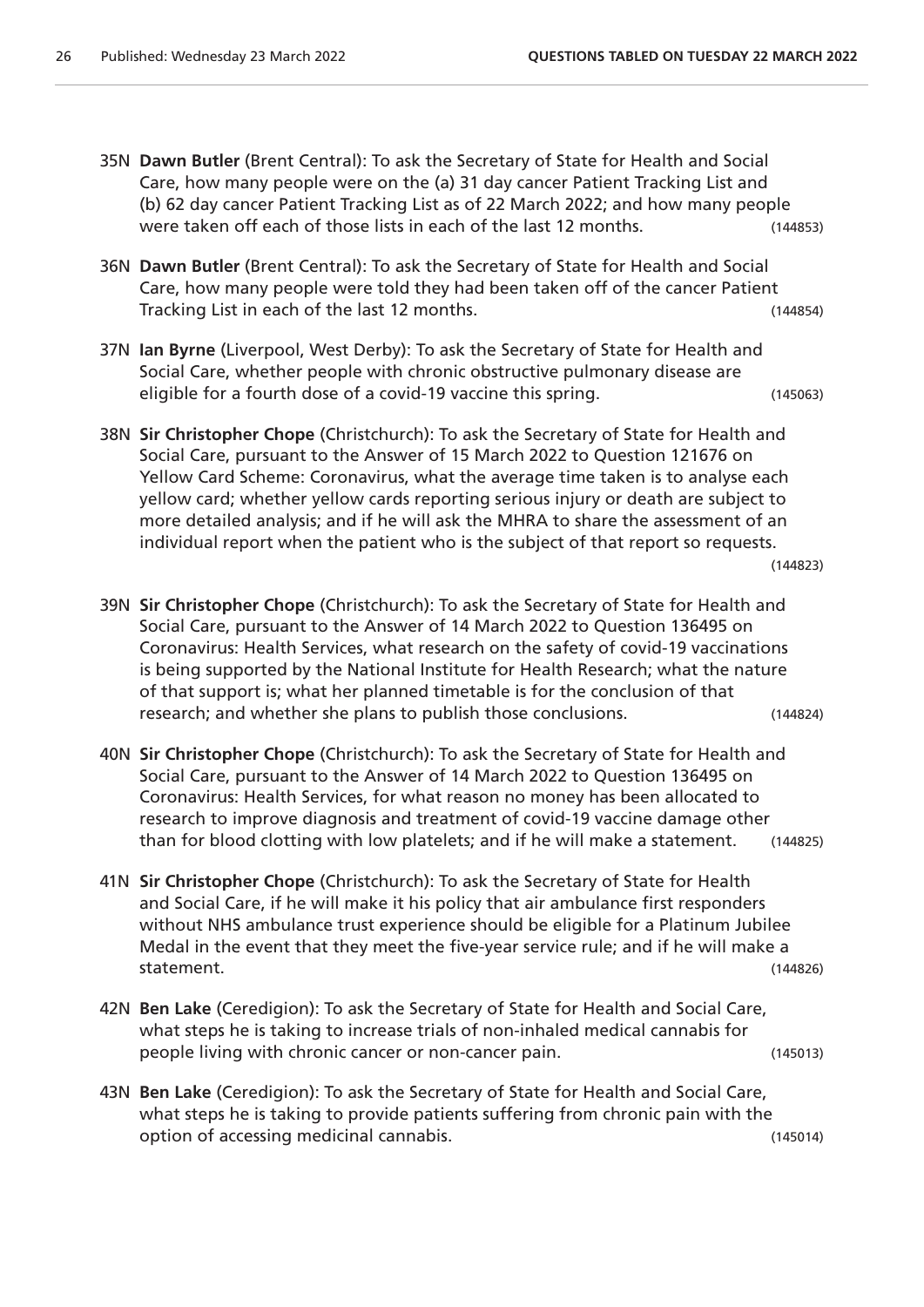35N **Dawn Butler** (Brent Central): To ask the Secretary of State for Health and Social Care, how many people were on the (a) 31 day cancer Patient Tracking List and (b) 62 day cancer Patient Tracking List as of 22 March 2022; and how many people were taken off each of those lists in each of the last 12 months. (144853)

36N **Dawn Butler** (Brent Central): To ask the Secretary of State for Health and Social Care, how many people were told they had been taken off of the cancer Patient Tracking List in each of the last 12 months. (144854)

37N **Ian Byrne** (Liverpool, West Derby): To ask the Secretary of State for Health and Social Care, whether people with chronic obstructive pulmonary disease are eligible for a fourth dose of a covid-19 vaccine this spring. (145063)

38N **Sir Christopher Chope** (Christchurch): To ask the Secretary of State for Health and Social Care, pursuant to the Answer of 15 March 2022 to Question 121676 on Yellow Card Scheme: Coronavirus, what the average time taken is to analyse each yellow card; whether yellow cards reporting serious injury or death are subject to more detailed analysis; and if he will ask the MHRA to share the assessment of an individual report when the patient who is the subject of that report so requests. (144823)

39N **Sir Christopher Chope** (Christchurch): To ask the Secretary of State for Health and Social Care, pursuant to the Answer of 14 March 2022 to Question 136495 on Coronavirus: Health Services, what research on the safety of covid-19 vaccinations is being supported by the National Institute for Health Research; what the nature of that support is; what her planned timetable is for the conclusion of that research; and whether she plans to publish those conclusions. (144824)

40N **Sir Christopher Chope** (Christchurch): To ask the Secretary of State for Health and Social Care, pursuant to the Answer of 14 March 2022 to Question 136495 on Coronavirus: Health Services, for what reason no money has been allocated to research to improve diagnosis and treatment of covid-19 vaccine damage other than for blood clotting with low platelets; and if he will make a statement. (144825)

41N **Sir Christopher Chope** (Christchurch): To ask the Secretary of State for Health and Social Care, if he will make it his policy that air ambulance first responders without NHS ambulance trust experience should be eligible for a Platinum Jubilee Medal in the event that they meet the five-year service rule; and if he will make a statement. (144826)

42N **Ben Lake** (Ceredigion): To ask the Secretary of State for Health and Social Care, what steps he is taking to increase trials of non-inhaled medical cannabis for people living with chronic cancer or non-cancer pain. (145013)

43N **Ben Lake** (Ceredigion): To ask the Secretary of State for Health and Social Care, what steps he is taking to provide patients suffering from chronic pain with the option of accessing medicinal cannabis. (145014)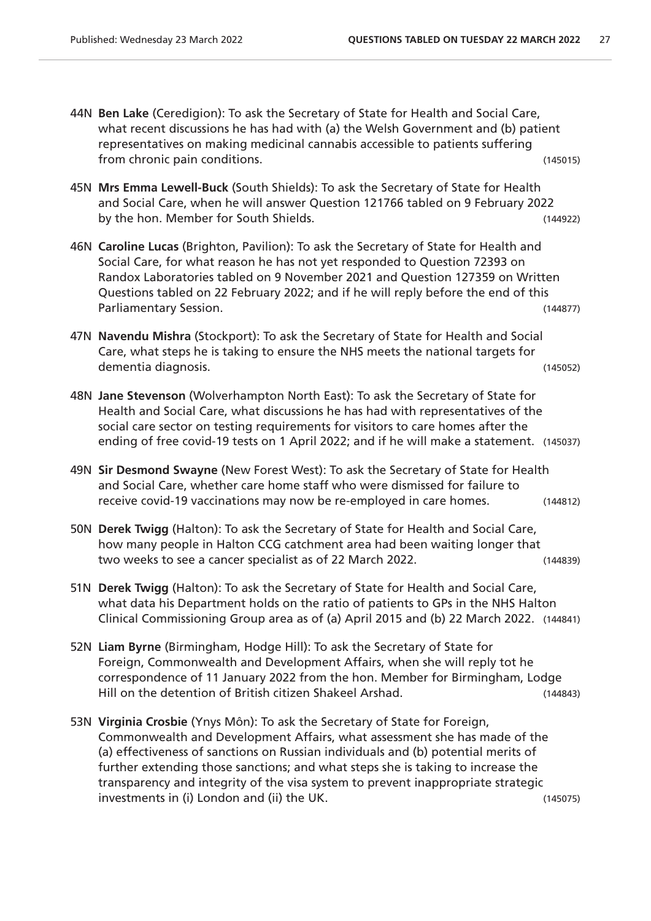44N **Ben Lake** (Ceredigion): To ask the Secretary of State for Health and Social Care, what recent discussions he has had with (a) the Welsh Government and (b) patient representatives on making medicinal cannabis accessible to patients suffering from chronic pain conditions. (145015)

45N **Mrs Emma Lewell-Buck** (South Shields): To ask the Secretary of State for Health and Social Care, when he will answer Question 121766 tabled on 9 February 2022 by the hon. Member for South Shields. (144922)

46N **Caroline Lucas** (Brighton, Pavilion): To ask the Secretary of State for Health and Social Care, for what reason he has not yet responded to Question 72393 on Randox Laboratories tabled on 9 November 2021 and Question 127359 on Written Questions tabled on 22 February 2022; and if he will reply before the end of this Parliamentary Session. (144877)

47N **Navendu Mishra** (Stockport): To ask the Secretary of State for Health and Social Care, what steps he is taking to ensure the NHS meets the national targets for dementia diagnosis. (145052)

48N **Jane Stevenson** (Wolverhampton North East): To ask the Secretary of State for Health and Social Care, what discussions he has had with representatives of the social care sector on testing requirements for visitors to care homes after the ending of free covid-19 tests on 1 April 2022; and if he will make a statement. (145037)

49N **Sir Desmond Swayne** (New Forest West): To ask the Secretary of State for Health and Social Care, whether care home staff who were dismissed for failure to receive covid-19 vaccinations may now be re-employed in care homes. (144812)

50N **Derek Twigg** (Halton): To ask the Secretary of State for Health and Social Care, how many people in Halton CCG catchment area had been waiting longer that two weeks to see a cancer specialist as of 22 March 2022. (144839)

51N **Derek Twigg** (Halton): To ask the Secretary of State for Health and Social Care, what data his Department holds on the ratio of patients to GPs in the NHS Halton Clinical Commissioning Group area as of (a) April 2015 and (b) 22 March 2022. (144841)

52N **Liam Byrne** (Birmingham, Hodge Hill): To ask the Secretary of State for Foreign, Commonwealth and Development Affairs, when she will reply tot he correspondence of 11 January 2022 from the hon. Member for Birmingham, Lodge Hill on the detention of British citizen Shakeel Arshad. (144843)

53N **Virginia Crosbie** (Ynys Môn): To ask the Secretary of State for Foreign, Commonwealth and Development Affairs, what assessment she has made of the (a) effectiveness of sanctions on Russian individuals and (b) potential merits of further extending those sanctions; and what steps she is taking to increase the transparency and integrity of the visa system to prevent inappropriate strategic investments in (i) London and (ii) the UK. (145075)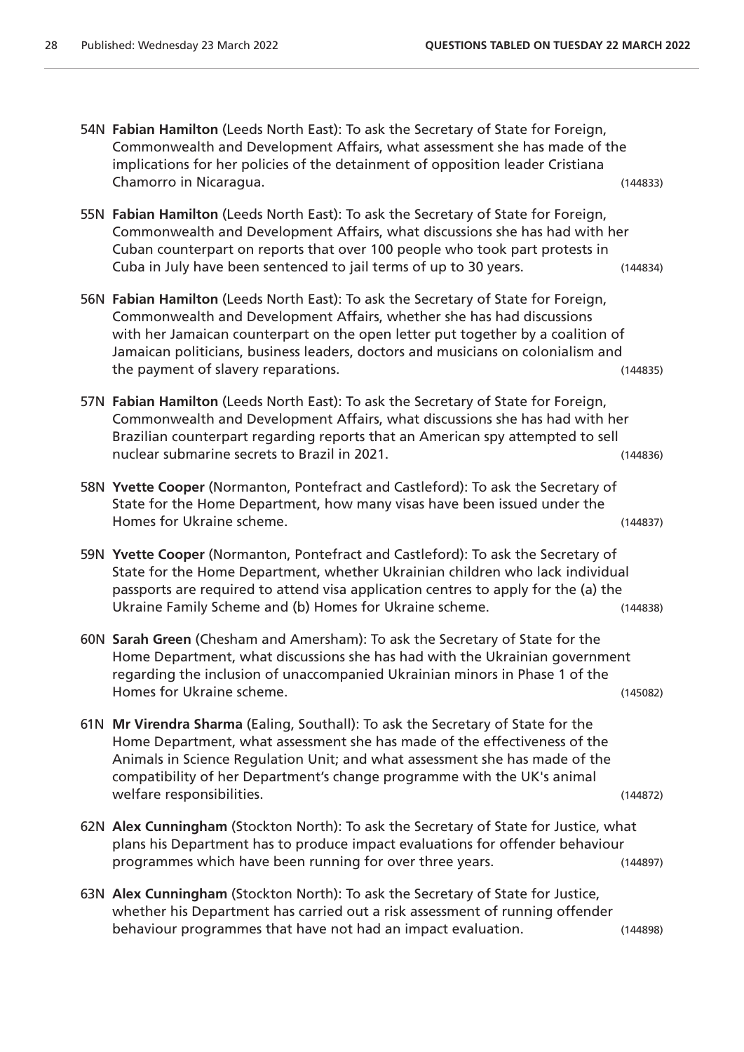54N **Fabian Hamilton** (Leeds North East): To ask the Secretary of State for Foreign, Commonwealth and Development Affairs, what assessment she has made of the implications for her policies of the detainment of opposition leader Cristiana Chamorro in Nicaragua. (144833)

55N **Fabian Hamilton** (Leeds North East): To ask the Secretary of State for Foreign, Commonwealth and Development Affairs, what discussions she has had with her Cuban counterpart on reports that over 100 people who took part protests in Cuba in July have been sentenced to jail terms of up to 30 years. (144834)

56N **Fabian Hamilton** (Leeds North East): To ask the Secretary of State for Foreign, Commonwealth and Development Affairs, whether she has had discussions with her Jamaican counterpart on the open letter put together by a coalition of Jamaican politicians, business leaders, doctors and musicians on colonialism and the payment of slavery reparations. (144835)

57N **Fabian Hamilton** (Leeds North East): To ask the Secretary of State for Foreign, Commonwealth and Development Affairs, what discussions she has had with her Brazilian counterpart regarding reports that an American spy attempted to sell nuclear submarine secrets to Brazil in 2021. (144836)

58N **Yvette Cooper** (Normanton, Pontefract and Castleford): To ask the Secretary of State for the Home Department, how many visas have been issued under the Homes for Ukraine scheme. (144837)

59N **Yvette Cooper** (Normanton, Pontefract and Castleford): To ask the Secretary of State for the Home Department, whether Ukrainian children who lack individual passports are required to attend visa application centres to apply for the (a) the Ukraine Family Scheme and (b) Homes for Ukraine scheme. (144838)

60N **Sarah Green** (Chesham and Amersham): To ask the Secretary of State for the Home Department, what discussions she has had with the Ukrainian government regarding the inclusion of unaccompanied Ukrainian minors in Phase 1 of the Homes for Ukraine scheme. (145082)

61N **Mr Virendra Sharma** (Ealing, Southall): To ask the Secretary of State for the Home Department, what assessment she has made of the effectiveness of the Animals in Science Regulation Unit; and what assessment she has made of the compatibility of her Department's change programme with the UK's animal welfare responsibilities. (144872)

62N **Alex Cunningham** (Stockton North): To ask the Secretary of State for Justice, what plans his Department has to produce impact evaluations for offender behaviour programmes which have been running for over three years. (144897)

63N **Alex Cunningham** (Stockton North): To ask the Secretary of State for Justice, whether his Department has carried out a risk assessment of running offender behaviour programmes that have not had an impact evaluation. (144898)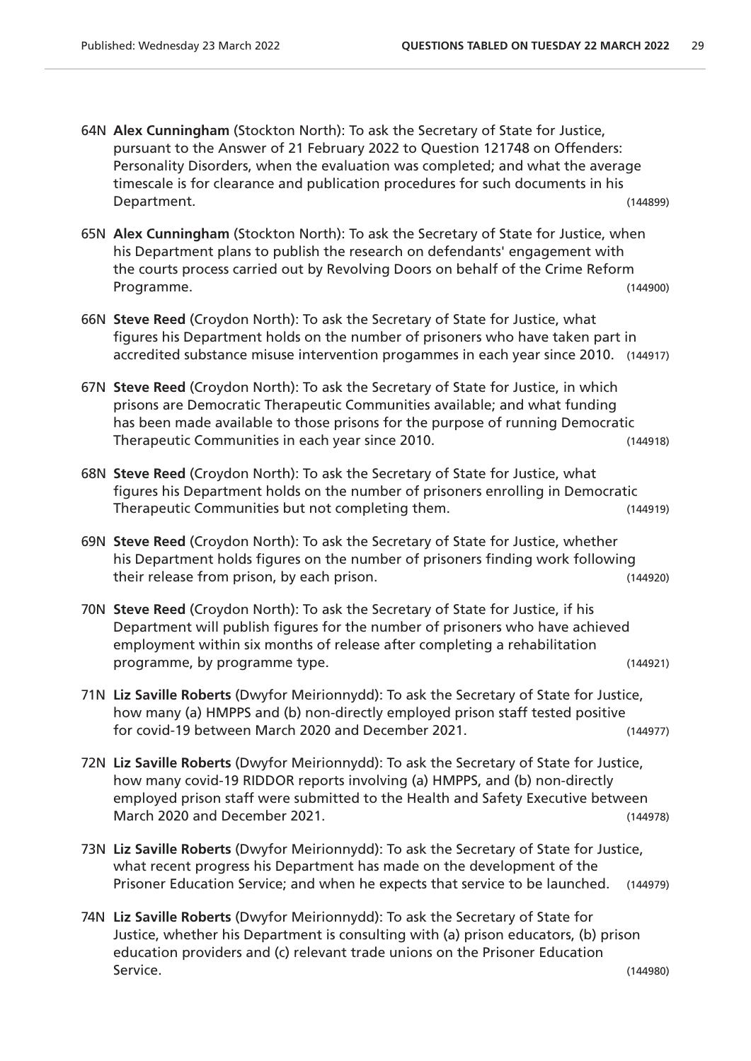64N **Alex Cunningham** (Stockton North): To ask the Secretary of State for Justice, pursuant to the Answer of 21 February 2022 to Question 121748 on Offenders: Personality Disorders, when the evaluation was completed; and what the average timescale is for clearance and publication procedures for such documents in his Department. (144899)

65N **Alex Cunningham** (Stockton North): To ask the Secretary of State for Justice, when his Department plans to publish the research on defendants' engagement with the courts process carried out by Revolving Doors on behalf of the Crime Reform Programme. (144900)

66N **Steve Reed** (Croydon North): To ask the Secretary of State for Justice, what figures his Department holds on the number of prisoners who have taken part in accredited substance misuse intervention progammes in each year since 2010. (144917)

67N **Steve Reed** (Croydon North): To ask the Secretary of State for Justice, in which prisons are Democratic Therapeutic Communities available; and what funding has been made available to those prisons for the purpose of running Democratic Therapeutic Communities in each year since 2010. (144918)

68N **Steve Reed** (Croydon North): To ask the Secretary of State for Justice, what figures his Department holds on the number of prisoners enrolling in Democratic Therapeutic Communities but not completing them. (144919)

69N **Steve Reed** (Croydon North): To ask the Secretary of State for Justice, whether his Department holds figures on the number of prisoners finding work following their release from prison, by each prison. (144920)

70N **Steve Reed** (Croydon North): To ask the Secretary of State for Justice, if his Department will publish figures for the number of prisoners who have achieved employment within six months of release after completing a rehabilitation programme, by programme type. (144921)

71N **Liz Saville Roberts** (Dwyfor Meirionnydd): To ask the Secretary of State for Justice, how many (a) HMPPS and (b) non-directly employed prison staff tested positive for covid-19 between March 2020 and December 2021. (144977)

72N **Liz Saville Roberts** (Dwyfor Meirionnydd): To ask the Secretary of State for Justice, how many covid-19 RIDDOR reports involving (a) HMPPS, and (b) non-directly employed prison staff were submitted to the Health and Safety Executive between March 2020 and December 2021. (144978)

73N **Liz Saville Roberts** (Dwyfor Meirionnydd): To ask the Secretary of State for Justice, what recent progress his Department has made on the development of the Prisoner Education Service; and when he expects that service to be launched. (144979)

74N **Liz Saville Roberts** (Dwyfor Meirionnydd): To ask the Secretary of State for Justice, whether his Department is consulting with (a) prison educators, (b) prison education providers and (c) relevant trade unions on the Prisoner Education Service. (144980)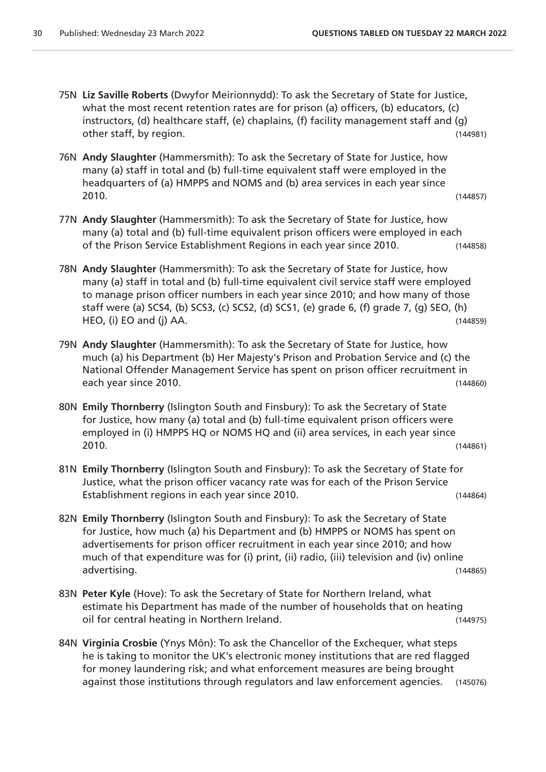75N **Liz Saville Roberts** (Dwyfor Meirionnydd): To ask the Secretary of State for Justice, what the most recent retention rates are for prison (a) officers, (b) educators, (c) instructors, (d) healthcare staff, (e) chaplains, (f) facility management staff and (g) other staff, by region. (144981)

76N **Andy Slaughter** (Hammersmith): To ask the Secretary of State for Justice, how many (a) staff in total and (b) full-time equivalent staff were employed in the headquarters of (a) HMPPS and NOMS and (b) area services in each year since 2010. (144857)

77N **Andy Slaughter** (Hammersmith): To ask the Secretary of State for Justice, how many (a) total and (b) full-time equivalent prison officers were employed in each of the Prison Service Establishment Regions in each year since 2010. (144858)

78N **Andy Slaughter** (Hammersmith): To ask the Secretary of State for Justice, how many (a) staff in total and (b) full-time equivalent civil service staff were employed to manage prison officer numbers in each year since 2010; and how many of those staff were (a) SCS4, (b) SCS3, (c) SCS2, (d) SCS1, (e) grade 6, (f) grade 7, (g) SEO, (h) HEO, (i) EO and (j) AA. (144859)

79N **Andy Slaughter** (Hammersmith): To ask the Secretary of State for Justice, how much (a) his Department (b) Her Majesty's Prison and Probation Service and (c) the National Offender Management Service has spent on prison officer recruitment in each year since 2010. (144860)

80N **Emily Thornberry** (Islington South and Finsbury): To ask the Secretary of State for Justice, how many (a) total and (b) full-time equivalent prison officers were employed in (i) HMPPS HQ or NOMS HQ and (ii) area services, in each year since 2010. (144861)

81N **Emily Thornberry** (Islington South and Finsbury): To ask the Secretary of State for Justice, what the prison officer vacancy rate was for each of the Prison Service Establishment regions in each year since 2010. (144864)

82N **Emily Thornberry** (Islington South and Finsbury): To ask the Secretary of State for Justice, how much (a) his Department and (b) HMPPS or NOMS has spent on advertisements for prison officer recruitment in each year since 2010; and how much of that expenditure was for (i) print, (ii) radio, (iii) television and (iv) online advertising. (144865)

83N **Peter Kyle** (Hove): To ask the Secretary of State for Northern Ireland, what estimate his Department has made of the number of households that on heating oil for central heating in Northern Ireland. (144975)

84N **Virginia Crosbie** (Ynys Môn): To ask the Chancellor of the Exchequer, what steps he is taking to monitor the UK's electronic money institutions that are red flagged for money laundering risk; and what enforcement measures are being brought against those institutions through regulators and law enforcement agencies. (145076)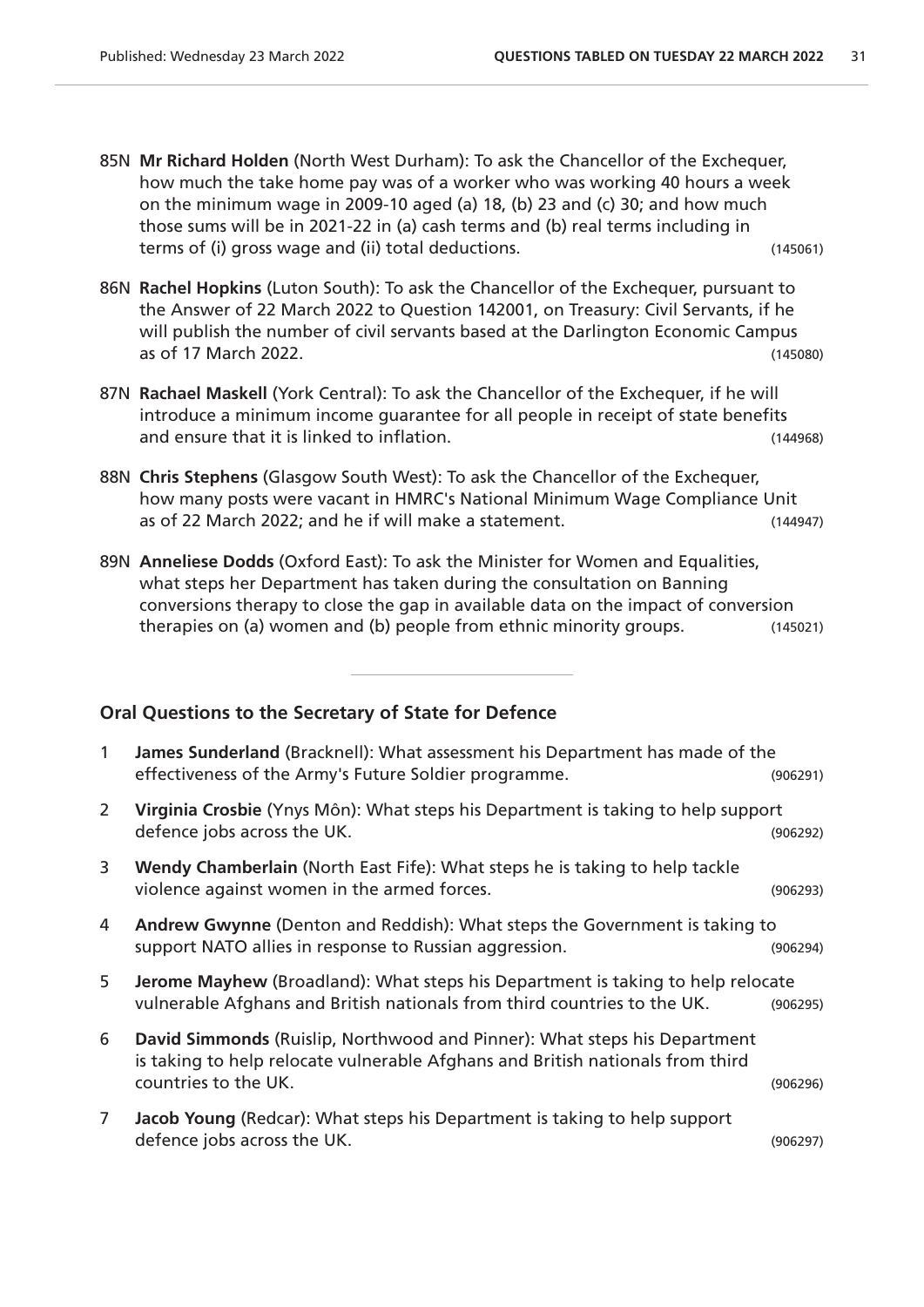85N **Mr Richard Holden** (North West Durham): To ask the Chancellor of the Exchequer, how much the take home pay was of a worker who was working 40 hours a week on the minimum wage in 2009-10 aged (a) 18, (b) 23 and (c) 30; and how much those sums will be in 2021-22 in (a) cash terms and (b) real terms including in terms of (i) gross wage and (ii) total deductions. (145061)

86N **Rachel Hopkins** (Luton South): To ask the Chancellor of the Exchequer, pursuant to the Answer of 22 March 2022 to Question 142001, on Treasury: Civil Servants, if he will publish the number of civil servants based at the Darlington Economic Campus as of 17 March 2022. (145080)

87N **Rachael Maskell** (York Central): To ask the Chancellor of the Exchequer, if he will introduce a minimum income guarantee for all people in receipt of state benefits and ensure that it is linked to inflation. (144968)

88N **Chris Stephens** (Glasgow South West): To ask the Chancellor of the Exchequer, how many posts were vacant in HMRC's National Minimum Wage Compliance Unit as of 22 March 2022; and he if will make a statement. (144947)

89N **Anneliese Dodds** (Oxford East): To ask the Minister for Women and Equalities, what steps her Department has taken during the consultation on Banning conversions therapy to close the gap in available data on the impact of conversion therapies on (a) women and (b) people from ethnic minority groups. (145021)

---

## Oral Questions to the Secretary of State for Defence

1 **James Sunderland** (Bracknell): What assessment his Department has made of the effectiveness of the Army's Future Soldier programme. (906291)

2 **Virginia Crosbie** (Ynys Môn): What steps his Department is taking to help support defence jobs across the UK. (906292)

3 **Wendy Chamberlain** (North East Fife): What steps he is taking to help tackle violence against women in the armed forces. (906293)

4 **Andrew Gwynne** (Denton and Reddish): What steps the Government is taking to support NATO allies in response to Russian aggression. (906294)

5 **Jerome Mayhew** (Broadland): What steps his Department is taking to help relocate vulnerable Afghans and British nationals from third countries to the UK. (906295)

6 **David Simmonds** (Ruislip, Northwood and Pinner): What steps his Department is taking to help relocate vulnerable Afghans and British nationals from third countries to the UK. (906296)

7 **Jacob Young** (Redcar): What steps his Department is taking to help support defence jobs across the UK. (906297)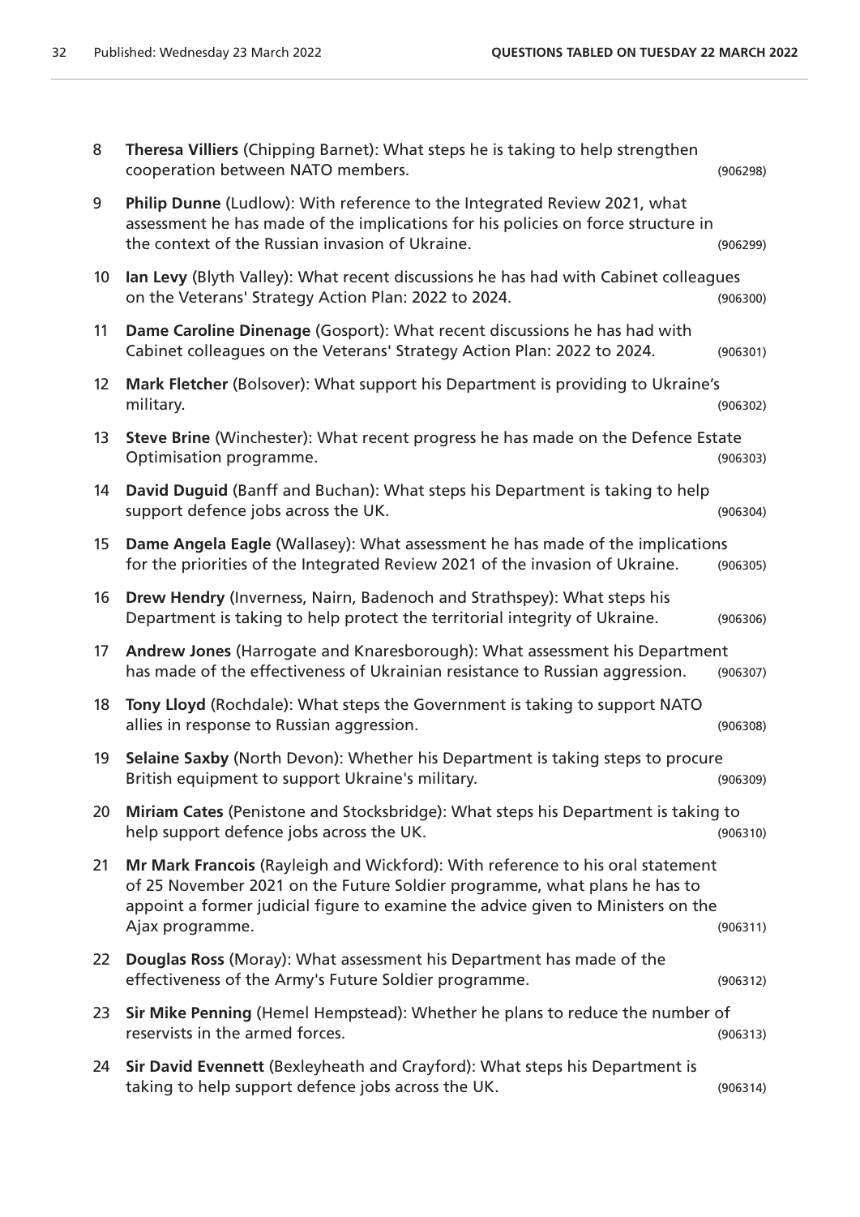8 **Theresa Villiers** (Chipping Barnet): What steps he is taking to help strengthen cooperation between NATO members. (906298)

9 **Philip Dunne** (Ludlow): With reference to the Integrated Review 2021, what assessment he has made of the implications for his policies on force structure in the context of the Russian invasion of Ukraine. (906299)

10 **Ian Levy** (Blyth Valley): What recent discussions he has had with Cabinet colleagues on the Veterans' Strategy Action Plan: 2022 to 2024. (906300)

11 **Dame Caroline Dinenage** (Gosport): What recent discussions he has had with Cabinet colleagues on the Veterans' Strategy Action Plan: 2022 to 2024. (906301)

12 **Mark Fletcher** (Bolsover): What support his Department is providing to Ukraine's military. (906302)

13 **Steve Brine** (Winchester): What recent progress he has made on the Defence Estate Optimisation programme. (906303)

14 **David Duguid** (Banff and Buchan): What steps his Department is taking to help support defence jobs across the UK. (906304)

15 **Dame Angela Eagle** (Wallasey): What assessment he has made of the implications for the priorities of the Integrated Review 2021 of the invasion of Ukraine. (906305)

16 **Drew Hendry** (Inverness, Nairn, Badenoch and Strathspey): What steps his Department is taking to help protect the territorial integrity of Ukraine. (906306)

17 **Andrew Jones** (Harrogate and Knaresborough): What assessment his Department has made of the effectiveness of Ukrainian resistance to Russian aggression. (906307)

18 **Tony Lloyd** (Rochdale): What steps the Government is taking to support NATO allies in response to Russian aggression. (906308)

19 **Selaine Saxby** (North Devon): Whether his Department is taking steps to procure British equipment to support Ukraine's military. (906309)

20 **Miriam Cates** (Penistone and Stocksbridge): What steps his Department is taking to help support defence jobs across the UK. (906310)

21 **Mr Mark Francois** (Rayleigh and Wickford): With reference to his oral statement of 25 November 2021 on the Future Soldier programme, what plans he has to appoint a former judicial figure to examine the advice given to Ministers on the Ajax programme. (906311)

22 **Douglas Ross** (Moray): What assessment his Department has made of the effectiveness of the Army's Future Soldier programme. (906312)

23 **Sir Mike Penning** (Hemel Hempstead): Whether he plans to reduce the number of reservists in the armed forces. (906313)

24 **Sir David Evennett** (Bexleyheath and Crayford): What steps his Department is taking to help support defence jobs across the UK. (906314)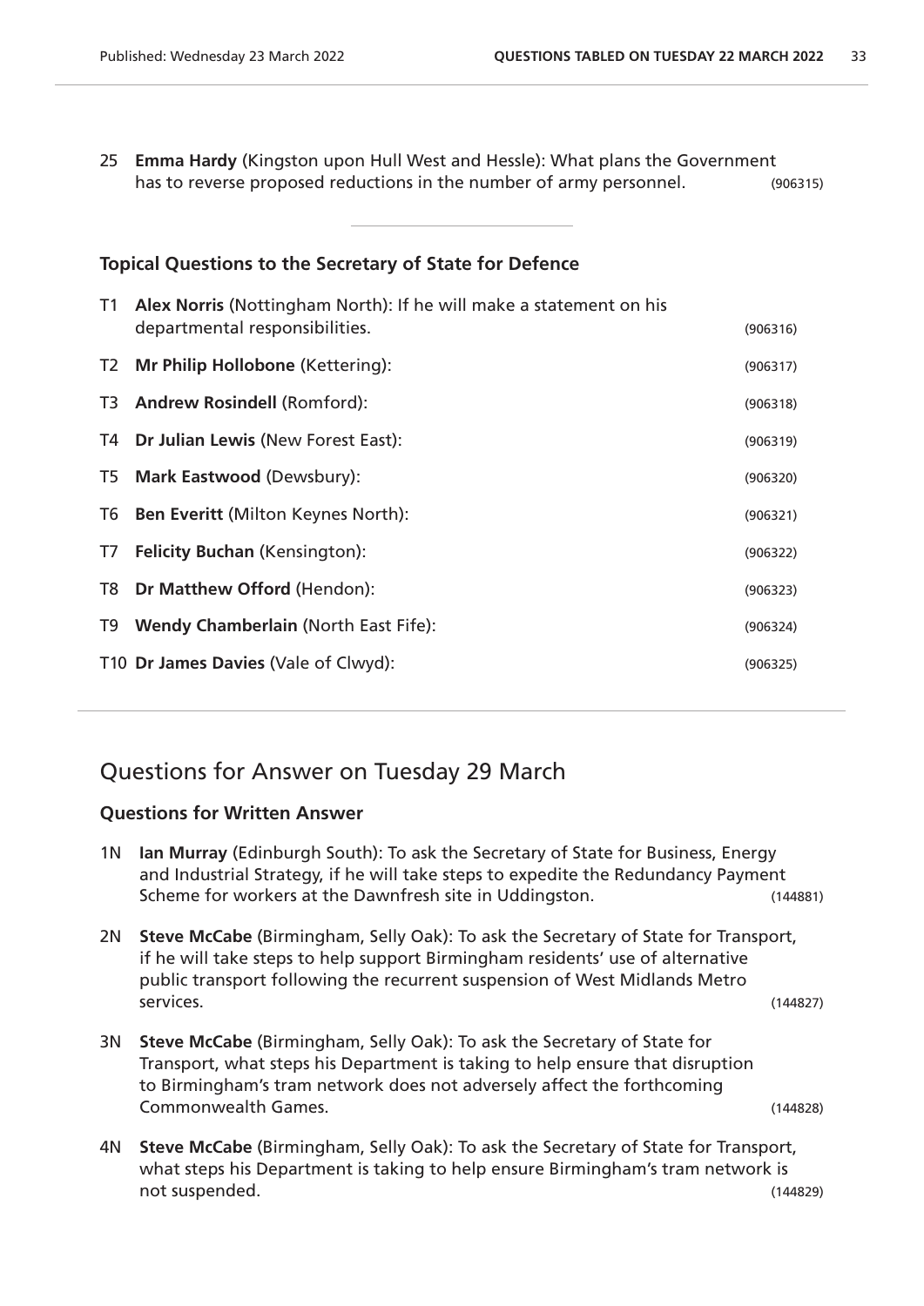25 **Emma Hardy** (Kingston upon Hull West and Hessle): What plans the Government has to reverse proposed reductions in the number of army personnel. (906315)

---

### Topical Questions to the Secretary of State for Defence

T1 **Alex Norris** (Nottingham North): If he will make a statement on his departmental responsibilities. (906316)

T2 **Mr Philip Hollobone** (Kettering): (906317)

T3 **Andrew Rosindell** (Romford): (906318)

T4 **Dr Julian Lewis** (New Forest East): (906319)

T5 **Mark Eastwood** (Dewsbury): (906320)

T6 **Ben Everitt** (Milton Keynes North): (906321)

T7 **Felicity Buchan** (Kensington): (906322)

T8 **Dr Matthew Offord** (Hendon): (906323)

T9 **Wendy Chamberlain** (North East Fife): (906324)

T10 **Dr James Davies** (Vale of Clwyd): (906325)

---

## Questions for Answer on Tuesday 29 March

### Questions for Written Answer

1N **Ian Murray** (Edinburgh South): To ask the Secretary of State for Business, Energy and Industrial Strategy, if he will take steps to expedite the Redundancy Payment Scheme for workers at the Dawnfresh site in Uddingston. (144881)

2N **Steve McCabe** (Birmingham, Selly Oak): To ask the Secretary of State for Transport, if he will take steps to help support Birmingham residents' use of alternative public transport following the recurrent suspension of West Midlands Metro services. (144827)

3N **Steve McCabe** (Birmingham, Selly Oak): To ask the Secretary of State for Transport, what steps his Department is taking to help ensure that disruption to Birmingham's tram network does not adversely affect the forthcoming Commonwealth Games. (144828)

4N **Steve McCabe** (Birmingham, Selly Oak): To ask the Secretary of State for Transport, what steps his Department is taking to help ensure Birmingham's tram network is not suspended. (144829)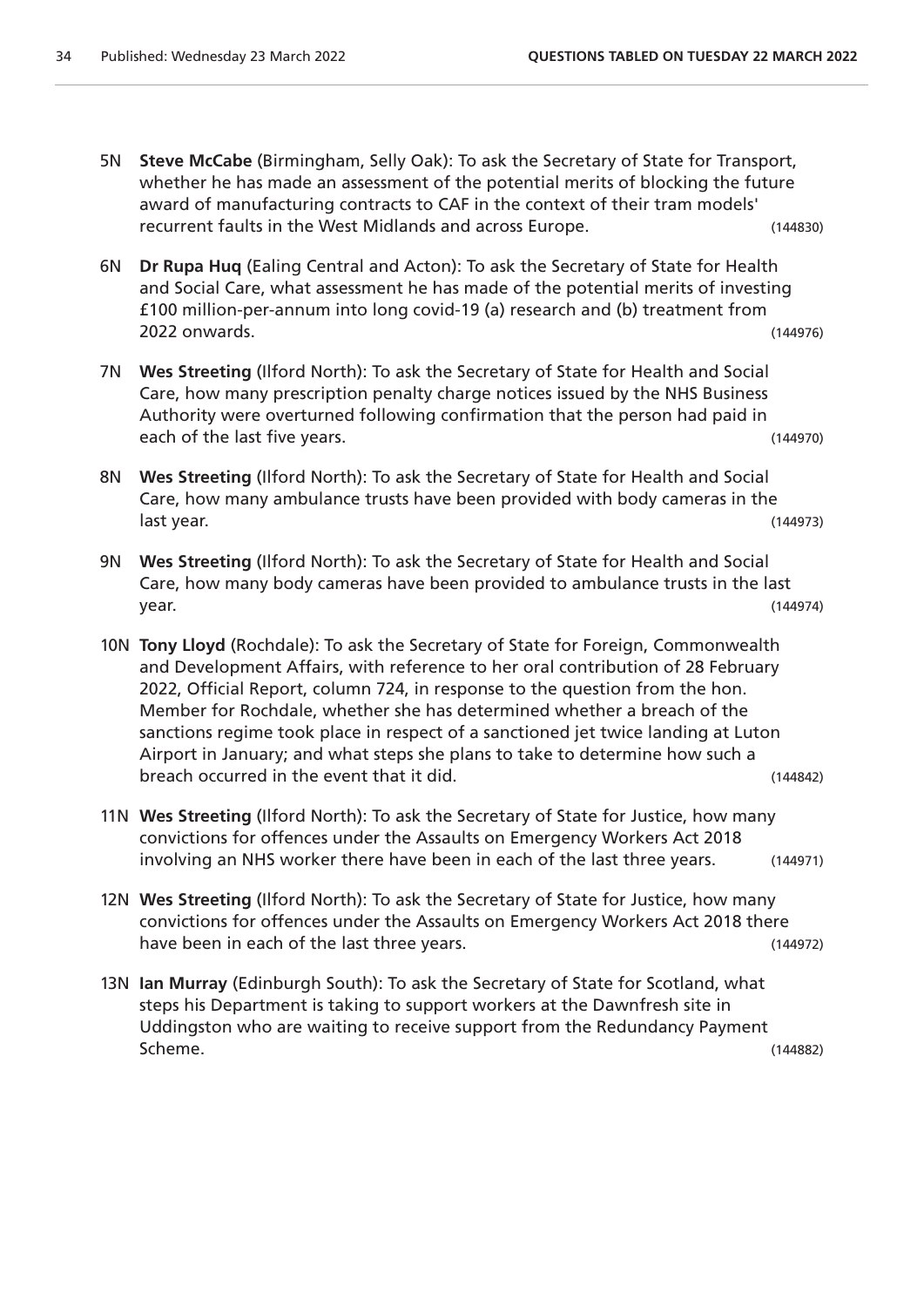5N **Steve McCabe** (Birmingham, Selly Oak): To ask the Secretary of State for Transport, whether he has made an assessment of the potential merits of blocking the future award of manufacturing contracts to CAF in the context of their tram models' recurrent faults in the West Midlands and across Europe. (144830)

6N **Dr Rupa Huq** (Ealing Central and Acton): To ask the Secretary of State for Health and Social Care, what assessment he has made of the potential merits of investing £100 million-per-annum into long covid-19 (a) research and (b) treatment from 2022 onwards. (144976)

7N **Wes Streeting** (Ilford North): To ask the Secretary of State for Health and Social Care, how many prescription penalty charge notices issued by the NHS Business Authority were overturned following confirmation that the person had paid in each of the last five years. (144970)

8N **Wes Streeting** (Ilford North): To ask the Secretary of State for Health and Social Care, how many ambulance trusts have been provided with body cameras in the last year. (144973)

9N **Wes Streeting** (Ilford North): To ask the Secretary of State for Health and Social Care, how many body cameras have been provided to ambulance trusts in the last year. (144974)

10N **Tony Lloyd** (Rochdale): To ask the Secretary of State for Foreign, Commonwealth and Development Affairs, with reference to her oral contribution of 28 February 2022, Official Report, column 724, in response to the question from the hon. Member for Rochdale, whether she has determined whether a breach of the sanctions regime took place in respect of a sanctioned jet twice landing at Luton Airport in January; and what steps she plans to take to determine how such a breach occurred in the event that it did. (144842)

11N **Wes Streeting** (Ilford North): To ask the Secretary of State for Justice, how many convictions for offences under the Assaults on Emergency Workers Act 2018 involving an NHS worker there have been in each of the last three years. (144971)

12N **Wes Streeting** (Ilford North): To ask the Secretary of State for Justice, how many convictions for offences under the Assaults on Emergency Workers Act 2018 there have been in each of the last three years. (144972)

13N **Ian Murray** (Edinburgh South): To ask the Secretary of State for Scotland, what steps his Department is taking to support workers at the Dawnfresh site in Uddingston who are waiting to receive support from the Redundancy Payment Scheme. (144882)